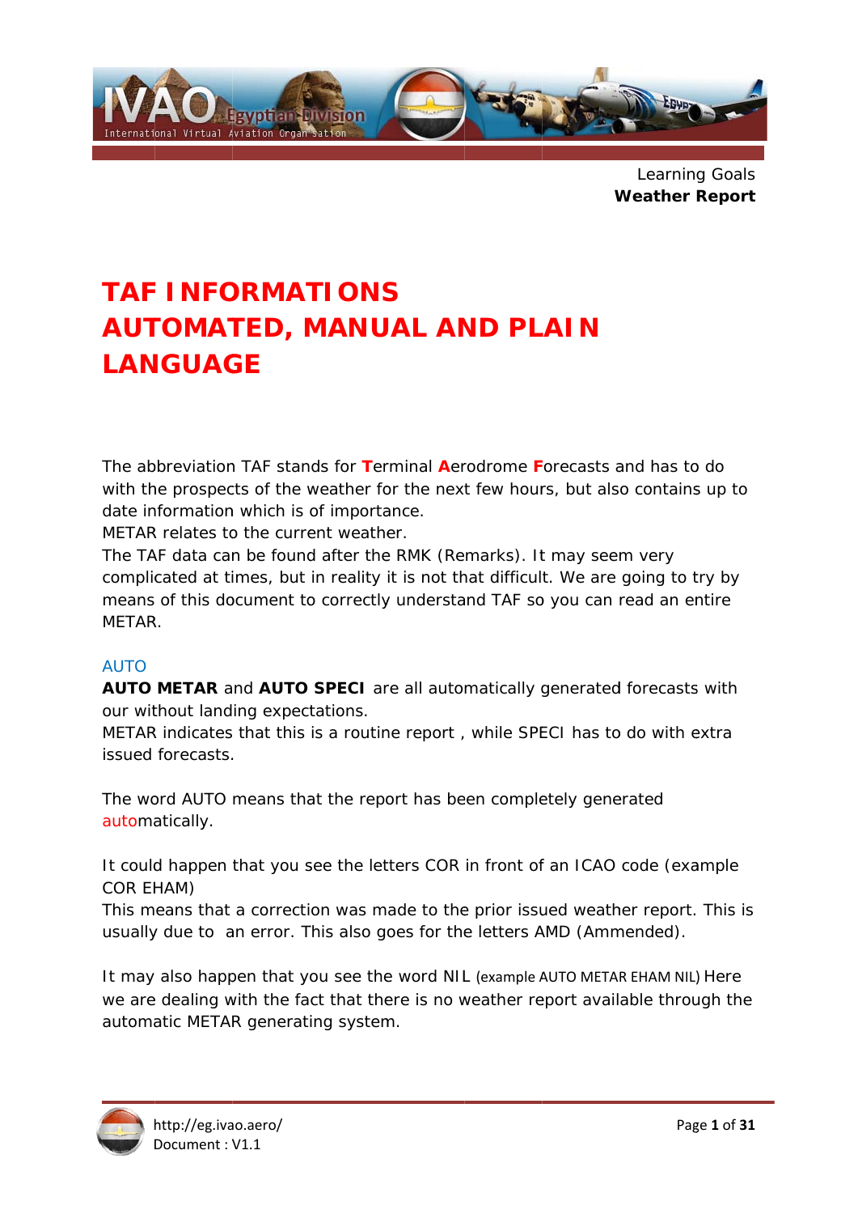Learning Goals
**Weather Report**

# TAF INFORMATIONS AUTOMATED, MANUAL AND PLAIN LANGUAGE

The abbreviation TAF stands for **T**erminal **A**erodrome **F**orecasts and has to do with the prospects of the weather for the next few hours, but also contains up to date information which is of importance.
METAR relates to the current weather.
The TAF data can be found after the RMK (Remarks). It may seem very complicated at times, but in reality it is not that difficult. We are going to try by means of this document to correctly understand TAF so you can read an entire METAR.

## AUTO

**AUTO METAR** and **AUTO SPECI** are all automatically generated forecasts with our without landing expectations.
METAR indicates that this is a routine report , while SPECI has to do with extra issued forecasts.

The word AUTO means that the report has been completely generated automatically.

It could happen that you see the letters COR in front of an ICAO code (example COR EHAM)
This means that a correction was made to the prior issued weather report. This is usually due to an error. This also goes for the letters AMD (Ammended).

It may also happen that you see the word NIL (example AUTO METAR EHAM NIL) Here we are dealing with the fact that there is no weather report available through the automatic METAR generating system.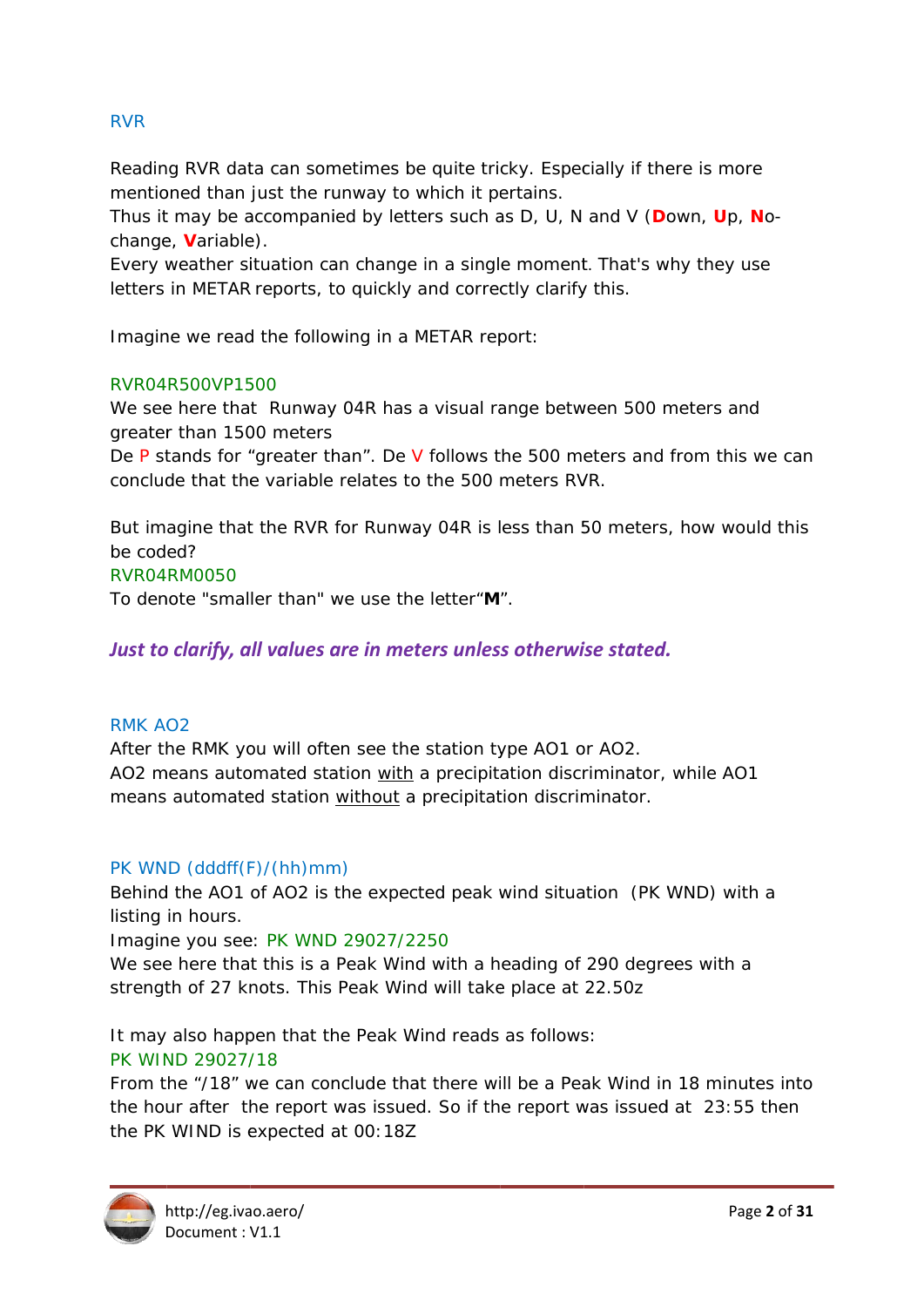## RVR

Reading RVR data can sometimes be quite tricky. Especially if there is more mentioned than just the runway to which it pertains.
Thus it may be accompanied by letters such as D, U, N and V (**D**own, **U**p, **N**o-change, **V**ariable).
Every weather situation can change in a single moment. That's why they use letters in METAR reports, to quickly and correctly clarify this.

Imagine we read the following in a METAR report:

RVR04R500VP1500
We see here that Runway 04R has a visual range between 500 meters and greater than 1500 meters
De P stands for "greater than". De V follows the 500 meters and from this we can conclude that the variable relates to the 500 meters RVR.

But imagine that the RVR for Runway 04R is less than 50 meters, how would this be coded?
RVR04RM0050
To denote "smaller than" we use the letter"**M**".

***Just to clarify, all values are in meters unless otherwise stated.***

## RMK AO2

After the RMK you will often see the station type AO1 or AO2.
AO2 means automated station with a precipitation discriminator, while AO1 means automated station without a precipitation discriminator.

## PK WND (dddff(F)/(hh)mm)

Behind the AO1 of AO2 is the expected peak wind situation (PK WND) with a listing in hours.
Imagine you see: PK WND 29027/2250
We see here that this is a Peak Wind with a heading of 290 degrees with a strength of 27 knots. This Peak Wind will take place at 22.50z

It may also happen that the Peak Wind reads as follows:
PK WIND 29027/18
From the "/18" we can conclude that there will be a Peak Wind in 18 minutes into the hour after the report was issued. So if the report was issued at 23:55 then the PK WIND is expected at 00:18Z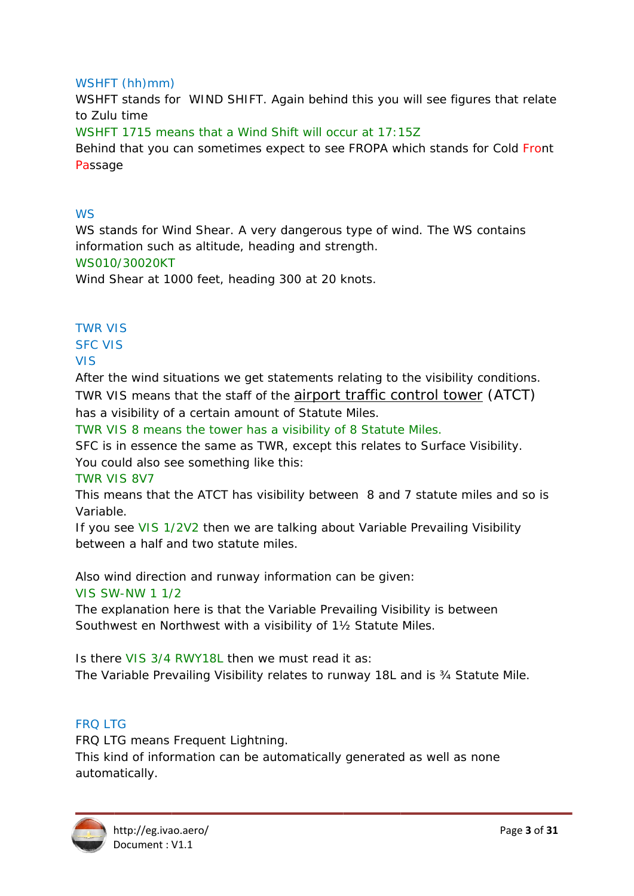### WSHFT (hh)mm)

WSHFT stands for WIND SHIFT. Again behind this you will see figures that relate to Zulu time

WSHFT 1715 means that a Wind Shift will occur at 17:15Z

Behind that you can sometimes expect to see FROPA which stands for Cold Front Passage

### WS

WS stands for Wind Shear. A very dangerous type of wind. The WS contains information such as altitude, heading and strength.

WS010/30020KT

Wind Shear at 1000 feet, heading 300 at 20 knots.

### TWR VIS
### SFC VIS
### VIS

After the wind situations we get statements relating to the visibility conditions. TWR VIS means that the staff of the airport traffic control tower (ATCT) has a visibility of a certain amount of Statute Miles.

TWR VIS 8 means the tower has a visibility of 8 Statute Miles.

SFC is in essence the same as TWR, except this relates to Surface Visibility.
You could also see something like this:

TWR VIS 8V7

This means that the ATCT has visibility between 8 and 7 statute miles and so is Variable.

If you see VIS 1/2V2 then we are talking about Variable Prevailing Visibility between a half and two statute miles.

Also wind direction and runway information can be given:

VIS SW-NW 1 1/2

The explanation here is that the Variable Prevailing Visibility is between Southwest en Northwest with a visibility of 1½ Statute Miles.

Is there VIS 3/4 RWY18L then we must read it as:
The Variable Prevailing Visibility relates to runway 18L and is ¾ Statute Mile.

### FRQ LTG

FRQ LTG means Frequent Lightning.
This kind of information can be automatically generated as well as none automatically.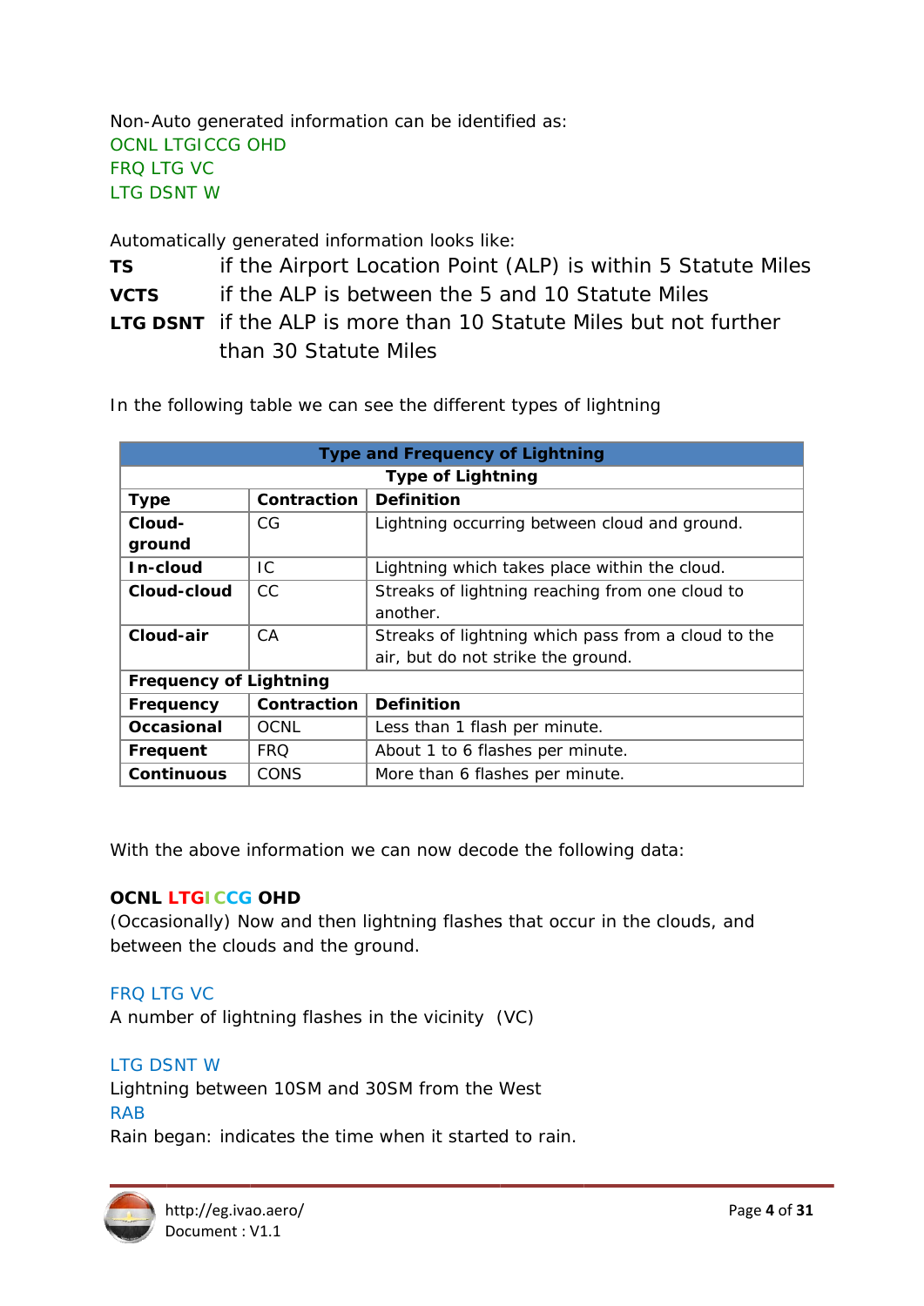Non-Auto generated information can be identified as:
OCNL LTGICCG OHD
FRQ LTG VC
LTG DSNT W

Automatically generated information looks like:

**TS** if the Airport Location Point (ALP) is within 5 Statute Miles
**VCTS** if the ALP is between the 5 and 10 Statute Miles
**LTG DSNT** if the ALP is more than 10 Statute Miles but not further than 30 Statute Miles

In the following table we can see the different types of lightning

| Type and Frequency of Lightning | | |
|---|---|---|
| **Type of Lightning** | | |
| **Type** | **Contraction** | **Definition** |
| **Cloud-ground** | CG | Lightning occurring between cloud and ground. |
| **In-cloud** | IC | Lightning which takes place within the cloud. |
| **Cloud-cloud** | CC | Streaks of lightning reaching from one cloud to another. |
| **Cloud-air** | CA | Streaks of lightning which pass from a cloud to the air, but do not strike the ground. |
| **Frequency of Lightning** | | |
| **Frequency** | **Contraction** | **Definition** |
| **Occasional** | OCNL | Less than 1 flash per minute. |
| **Frequent** | FRQ | About 1 to 6 flashes per minute. |
| **Continuous** | CONS | More than 6 flashes per minute. |

With the above information we can now decode the following data:

**OCNL LTGICCG OHD**
(Occasionally) Now and then lightning flashes that occur in the clouds, and between the clouds and the ground.

FRQ LTG VC
A number of lightning flashes in the vicinity (VC)

LTG DSNT W
Lightning between 10SM and 30SM from the West
RAB
Rain began: indicates the time when it started to rain.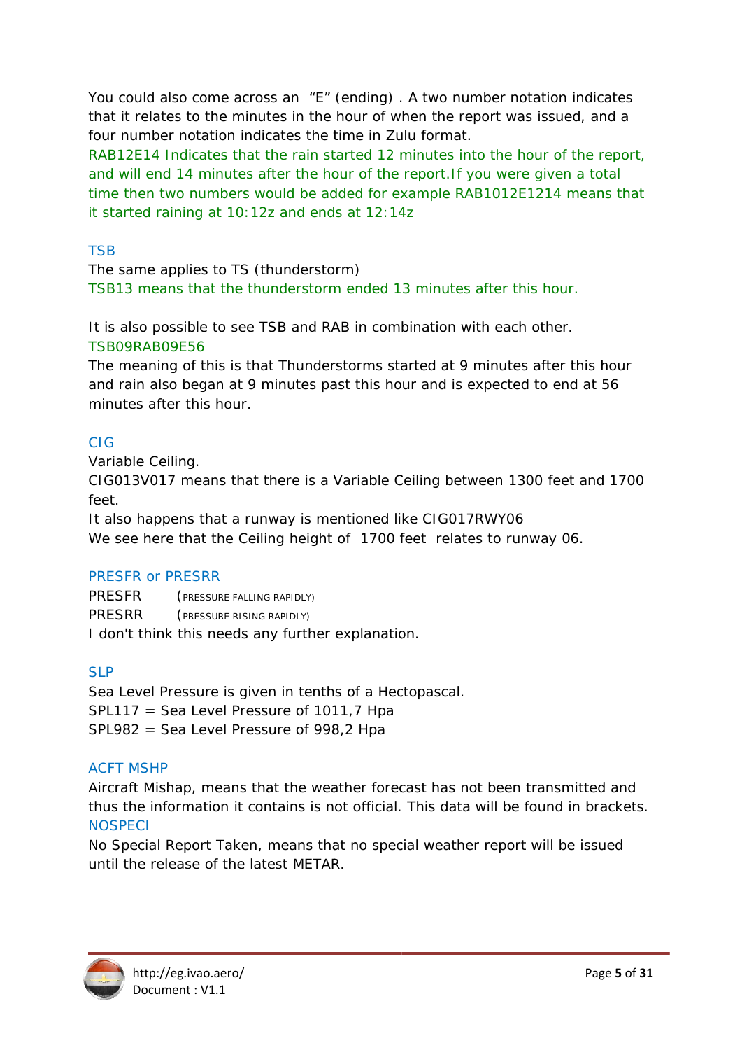You could also come across an "E" (ending) . A two number notation indicates that it relates to the minutes in the hour of when the report was issued, and a four number notation indicates the time in Zulu format.

RAB12E14 Indicates that the rain started 12 minutes into the hour of the report, and will end 14 minutes after the hour of the report.If you were given a total time then two numbers would be added for example RAB1012E1214 means that it started raining at 10:12z and ends at 12:14z

### TSB

The same applies to TS (thunderstorm)

TSB13 means that the thunderstorm ended 13 minutes after this hour.

It is also possible to see TSB and RAB in combination with each other.

TSB09RAB09E56

The meaning of this is that Thunderstorms started at 9 minutes after this hour and rain also began at 9 minutes past this hour and is expected to end at 56 minutes after this hour.

### CIG

Variable Ceiling.

CIG013V017 means that there is a Variable Ceiling between 1300 feet and 1700 feet.

It also happens that a runway is mentioned like CIG017RWY06

We see here that the Ceiling height of 1700 feet relates to runway 06.

### PRESFR or PRESRR

PRESFR (PRESSURE FALLING RAPIDLY)

PRESRR (PRESSURE RISING RAPIDLY)

I don't think this needs any further explanation.

### SLP

Sea Level Pressure is given in tenths of a Hectopascal.

SPL117 = Sea Level Pressure of 1011,7 Hpa

SPL982 = Sea Level Pressure of 998,2 Hpa

### ACFT MSHP

Aircraft Mishap, means that the weather forecast has not been transmitted and thus the information it contains is not official. This data will be found in brackets.

### NOSPECI

No Special Report Taken, means that no special weather report will be issued until the release of the latest METAR.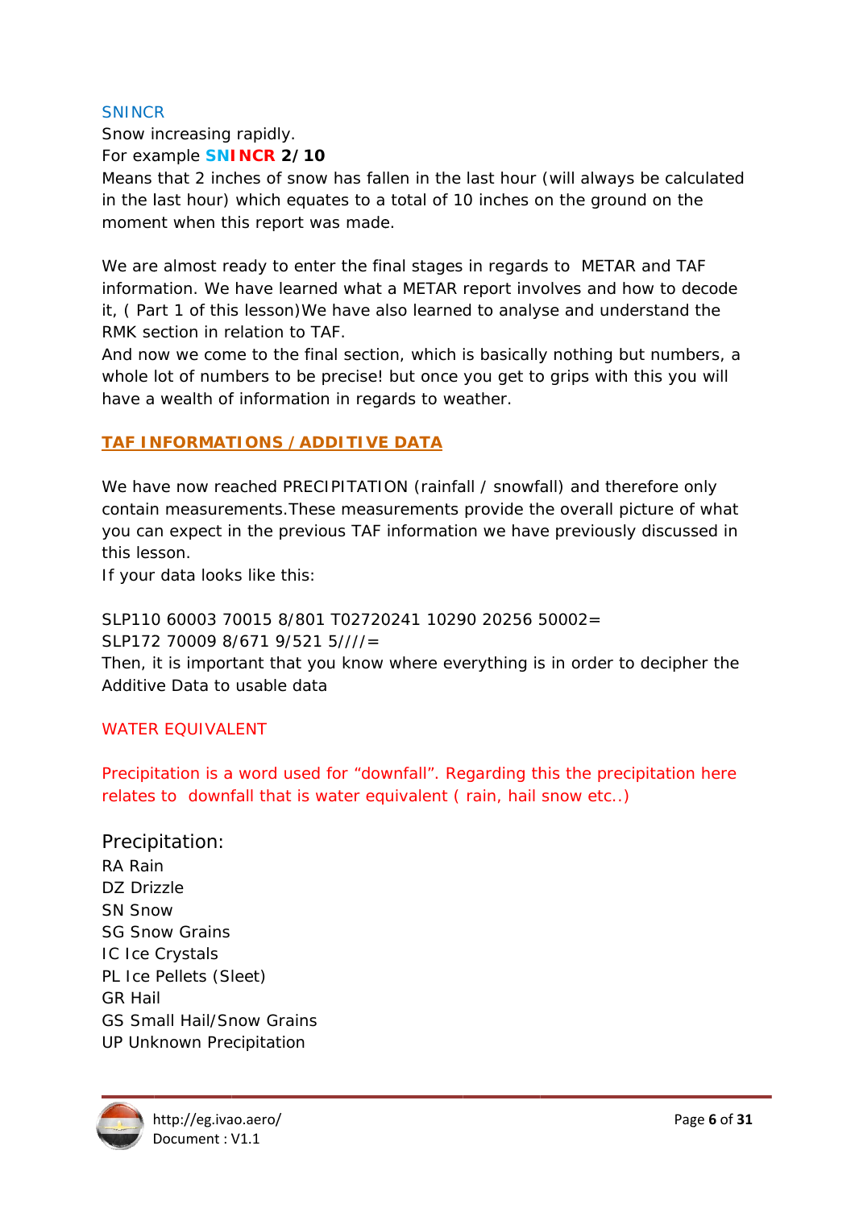SNINCR

Snow increasing rapidly.

For example **SNINCR 2/10**

Means that 2 inches of snow has fallen in the last hour (will always be calculated in the last hour) which equates to a total of 10 inches on the ground on the moment when this report was made.

We are almost ready to enter the final stages in regards to METAR and TAF information. We have learned what a METAR report involves and how to decode it, ( Part 1 of this lesson)We have also learned to analyse and understand the RMK section in relation to TAF.

And now we come to the final section, which is basically nothing but numbers, a whole lot of numbers to be precise! but once you get to grips with this you will have a wealth of information in regards to weather.

## TAF INFORMATIONS / ADDITIVE DATA

We have now reached PRECIPITATION (rainfall / snowfall) and therefore only contain measurements.These measurements provide the overall picture of what you can expect in the previous TAF information we have previously discussed in this lesson.

If your data looks like this:

SLP110 60003 70015 8/801 T02720241 10290 20256 50002=
SLP172 70009 8/671 9/521 5////=

Then, it is important that you know where everything is in order to decipher the Additive Data to usable data

WATER EQUIVALENT

Precipitation is a word used for "downfall". Regarding this the precipitation here relates to downfall that is water equivalent ( rain, hail snow etc..)

Precipitation:

RA Rain
DZ Drizzle
SN Snow
SG Snow Grains
IC Ice Crystals
PL Ice Pellets (Sleet)
GR Hail
GS Small Hail/Snow Grains
UP Unknown Precipitation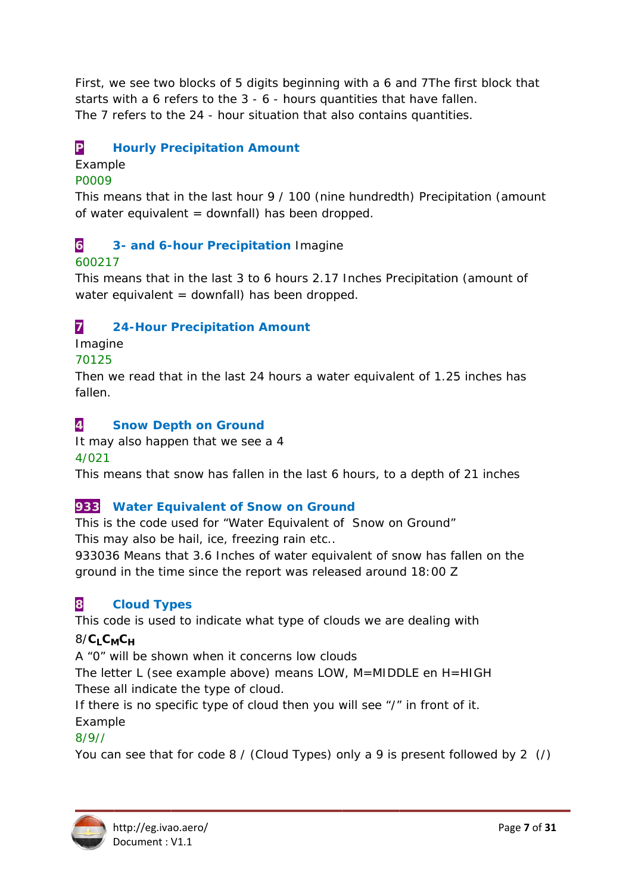First, we see two blocks of 5 digits beginning with a 6 and 7The first block that starts with a 6 refers to the 3 - 6 - hours quantities that have fallen.
The 7 refers to the 24 - hour situation that also contains quantities.

### P Hourly Precipitation Amount

Example

P0009

This means that in the last hour 9 / 100 (nine hundredth) Precipitation (amount of water equivalent = downfall) has been dropped.

### 6 3- and 6-hour Precipitation Imagine

600217

This means that in the last 3 to 6 hours 2.17 Inches Precipitation (amount of water equivalent = downfall) has been dropped.

### 7 24-Hour Precipitation Amount

Imagine

70125

Then we read that in the last 24 hours a water equivalent of 1.25 inches has fallen.

### 4 Snow Depth on Ground

It may also happen that we see a 4

4/021

This means that snow has fallen in the last 6 hours, to a depth of 21 inches

### 933 Water Equivalent of Snow on Ground

This is the code used for "Water Equivalent of Snow on Ground"
This may also be hail, ice, freezing rain etc..
933036 Means that 3.6 Inches of water equivalent of snow has fallen on the ground in the time since the report was released around 18:00 Z

### 8 Cloud Types

This code is used to indicate what type of clouds we are dealing with

8/$C_LC_MC_H$

A "0" will be shown when it concerns low clouds
The letter L (see example above) means LOW, M=MIDDLE en H=HIGH
These all indicate the type of cloud.
If there is no specific type of cloud then you will see "/" in front of it.
Example

8/9//

You can see that for code 8 / (Cloud Types) only a 9 is present followed by 2 (/)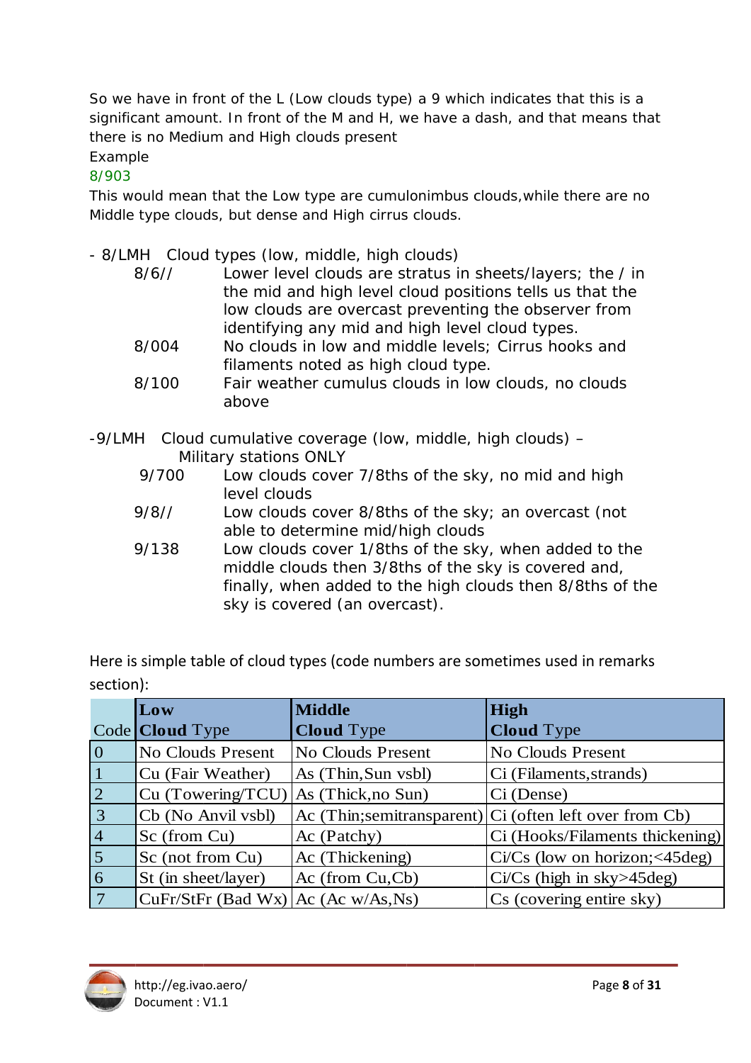So we have in front of the L (Low clouds type) a 9 which indicates that this is a significant amount. In front of the M and H, we have a dash, and that means that there is no Medium and High clouds present

Example

8/903

This would mean that the Low type are cumulonimbus clouds,while there are no Middle type clouds, but dense and High cirrus clouds.

- 8/LMH Cloud types (low, middle, high clouds)
  - 8/6// Lower level clouds are stratus in sheets/layers; the / in the mid and high level cloud positions tells us that the low clouds are overcast preventing the observer from identifying any mid and high level cloud types.
  - 8/004 No clouds in low and middle levels; Cirrus hooks and filaments noted as high cloud type.
  - 8/100 Fair weather cumulus clouds in low clouds, no clouds above

- 9/LMH Cloud cumulative coverage (low, middle, high clouds) – Military stations ONLY
  - 9/700 Low clouds cover 7/8ths of the sky, no mid and high level clouds
  - 9/8// Low clouds cover 8/8ths of the sky; an overcast (not able to determine mid/high clouds
  - 9/138 Low clouds cover 1/8ths of the sky, when added to the middle clouds then 3/8ths of the sky is covered and, finally, when added to the high clouds then 8/8ths of the sky is covered (an overcast).

Here is simple table of cloud types (code numbers are sometimes used in remarks section):

| Code | **Low** **Cloud** Type | **Middle** **Cloud** Type | **High** **Cloud** Type |
|---|---|---|---|
| 0 | No Clouds Present | No Clouds Present | No Clouds Present |
| 1 | Cu (Fair Weather) | As (Thin,Sun vsbl) | Ci (Filaments,strands) |
| 2 | Cu (Towering/TCU) | As (Thick,no Sun) | Ci (Dense) |
| 3 | Cb (No Anvil vsbl) | Ac (Thin;semitransparent) | Ci (often left over from Cb) |
| 4 | Sc (from Cu) | Ac (Patchy) | Ci (Hooks/Filaments thickening) |
| 5 | Sc (not from Cu) | Ac (Thickening) | Ci/Cs (low on horizon;<45deg) |
| 6 | St (in sheet/layer) | Ac (from Cu,Cb) | Ci/Cs (high in sky>45deg) |
| 7 | CuFr/StFr (Bad Wx) | Ac (Ac w/As,Ns) | Cs (covering entire sky) |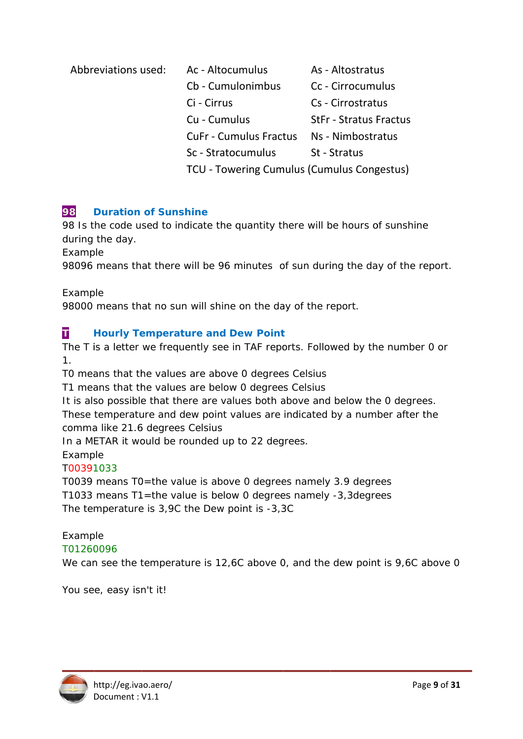Abbreviations used:

| | |
|---|---|
| Ac - Altocumulus | As - Altostratus |
| Cb - Cumulonimbus | Cc - Cirrocumulus |
| Ci - Cirrus | Cs - Cirrostratus |
| Cu - Cumulus | StFr - Stratus Fractus |
| CuFr - Cumulus Fractus | Ns - Nimbostratus |
| Sc - Stratocumulus | St - Stratus |
| TCU - Towering Cumulus (Cumulus Congestus) | |

## 98 Duration of Sunshine

98 Is the code used to indicate the quantity there will be hours of sunshine during the day.

Example

98096 means that there will be 96 minutes of sun during the day of the report.

Example

98000 means that no sun will shine on the day of the report.

## T Hourly Temperature and Dew Point

The T is a letter we frequently see in TAF reports. Followed by the number 0 or 1.

T0 means that the values are above 0 degrees Celsius

T1 means that the values are below 0 degrees Celsius

It is also possible that there are values both above and below the 0 degrees.

These temperature and dew point values are indicated by a number after the comma like 21.6 degrees Celsius

In a METAR it would be rounded up to 22 degrees.

Example

T00391033

T0039 means T0=the value is above 0 degrees namely 3.9 degrees

T1033 means T1=the value is below 0 degrees namely -3,3degrees

The temperature is 3,9C the Dew point is -3,3C

Example

T01260096

We can see the temperature is 12,6C above 0, and the dew point is 9,6C above 0

You see, easy isn't it!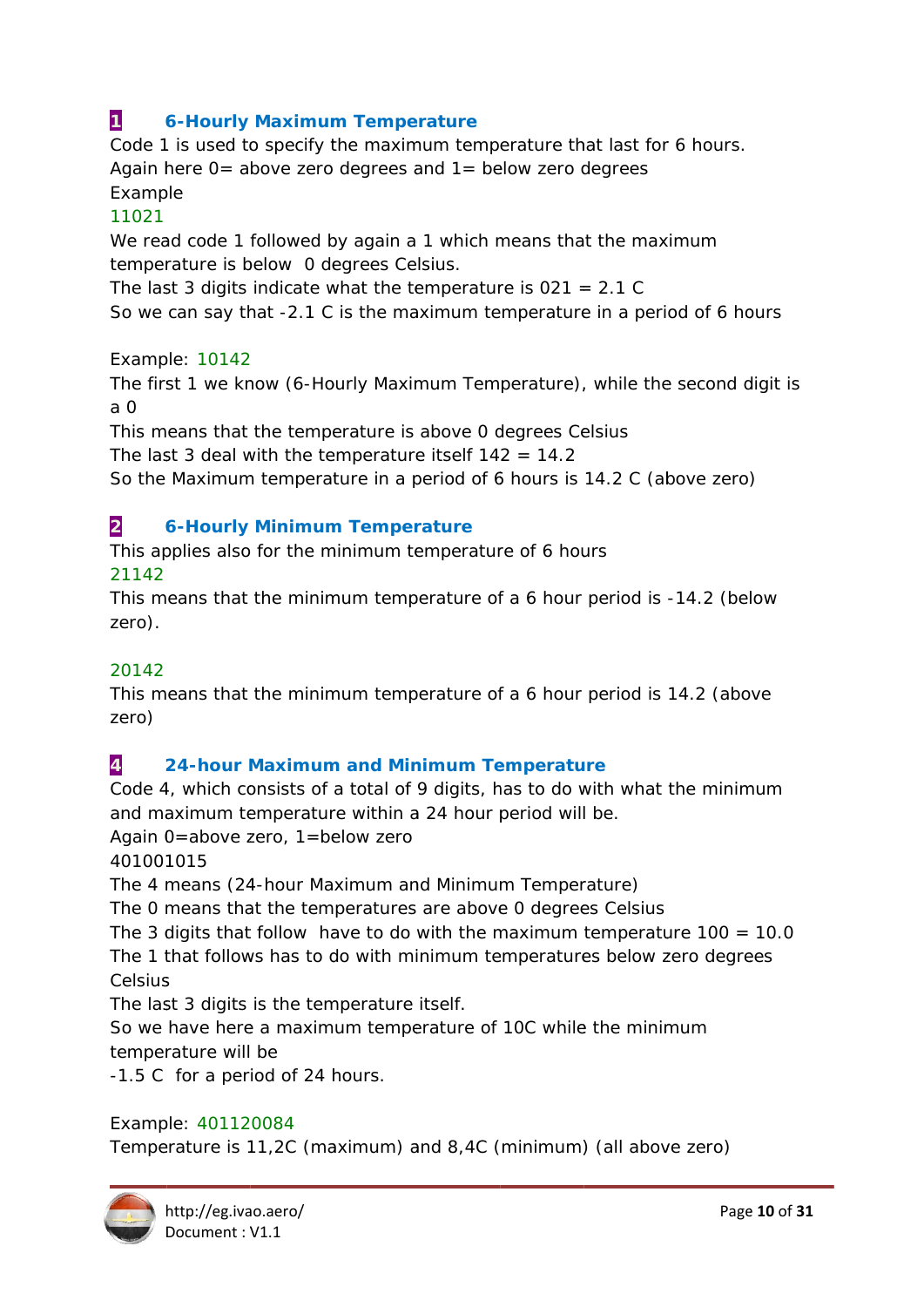## 1 6-Hourly Maximum Temperature

Code 1 is used to specify the maximum temperature that last for 6 hours.
Again here 0= above zero degrees and 1= below zero degrees
Example
11021
We read code 1 followed by again a 1 which means that the maximum temperature is below 0 degrees Celsius.
The last 3 digits indicate what the temperature is 021 = 2.1 C
So we can say that -2.1 C is the maximum temperature in a period of 6 hours

Example: 10142
The first 1 we know (6-Hourly Maximum Temperature), while the second digit is a 0
This means that the temperature is above 0 degrees Celsius
The last 3 deal with the temperature itself 142 = 14.2
So the Maximum temperature in a period of 6 hours is 14.2 C (above zero)

## 2 6-Hourly Minimum Temperature

This applies also for the minimum temperature of 6 hours
21142
This means that the minimum temperature of a 6 hour period is -14.2 (below zero).

20142
This means that the minimum temperature of a 6 hour period is 14.2 (above zero)

## 4 24-hour Maximum and Minimum Temperature

Code 4, which consists of a total of 9 digits, has to do with what the minimum and maximum temperature within a 24 hour period will be.
Again 0=above zero, 1=below zero
401001015
The 4 means (24-hour Maximum and Minimum Temperature)
The 0 means that the temperatures are above 0 degrees Celsius
The 3 digits that follow have to do with the maximum temperature 100 = 10.0
The 1 that follows has to do with minimum temperatures below zero degrees Celsius
The last 3 digits is the temperature itself.
So we have here a maximum temperature of 10C while the minimum temperature will be
-1.5 C for a period of 24 hours.

Example: 401120084
Temperature is 11,2C (maximum) and 8,4C (minimum) (all above zero)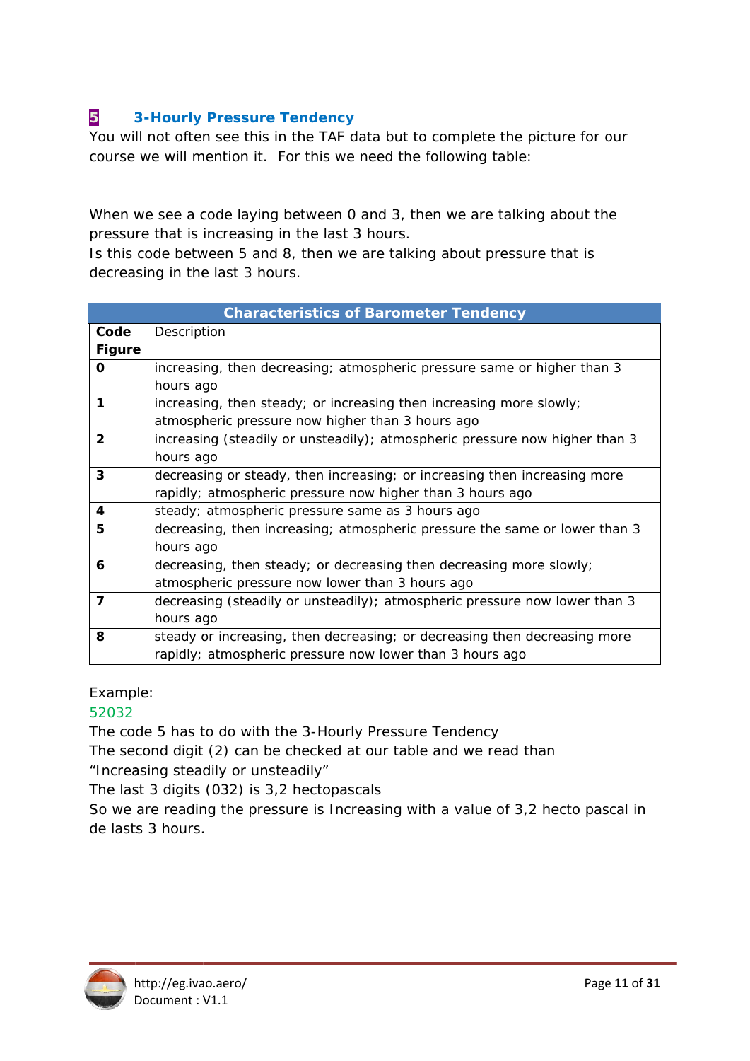## 5 3-Hourly Pressure Tendency

You will not often see this in the TAF data but to complete the picture for our course we will mention it. For this we need the following table:

When we see a code laying between 0 and 3, then we are talking about the pressure that is increasing in the last 3 hours.
Is this code between 5 and 8, then we are talking about pressure that is decreasing in the last 3 hours.

| Characteristics of Barometer Tendency | |
|---|---|
| **Code Figure** | Description |
| **0** | increasing, then decreasing; atmospheric pressure same or higher than 3 hours ago |
| **1** | increasing, then steady; or increasing then increasing more slowly; atmospheric pressure now higher than 3 hours ago |
| **2** | increasing (steadily or unsteadily); atmospheric pressure now higher than 3 hours ago |
| **3** | decreasing or steady, then increasing; or increasing then increasing more rapidly; atmospheric pressure now higher than 3 hours ago |
| **4** | steady; atmospheric pressure same as 3 hours ago |
| **5** | decreasing, then increasing; atmospheric pressure the same or lower than 3 hours ago |
| **6** | decreasing, then steady; or decreasing then decreasing more slowly; atmospheric pressure now lower than 3 hours ago |
| **7** | decreasing (steadily or unsteadily); atmospheric pressure now lower than 3 hours ago |
| **8** | steady or increasing, then decreasing; or decreasing then decreasing more rapidly; atmospheric pressure now lower than 3 hours ago |

Example:
52032
The code 5 has to do with the 3-Hourly Pressure Tendency
The second digit (2) can be checked at our table and we read than
"Increasing steadily or unsteadily"
The last 3 digits (032) is 3,2 hectopascals
So we are reading the pressure is Increasing with a value of 3,2 hecto pascal in de lasts 3 hours.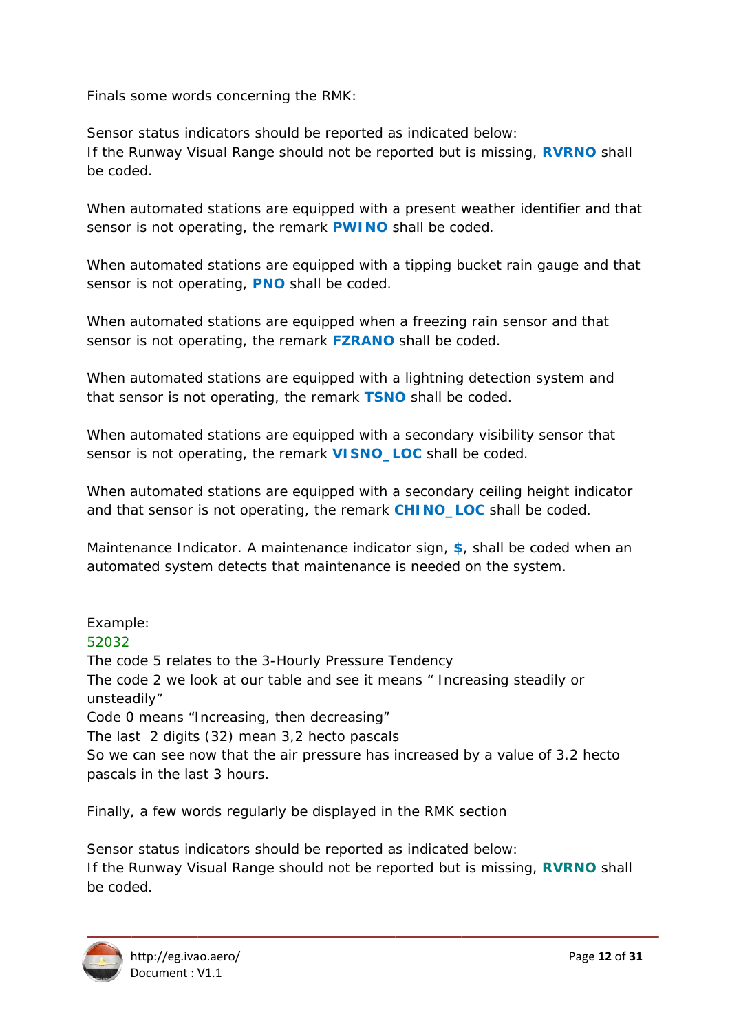Finals some words concerning the RMK:

Sensor status indicators should be reported as indicated below:
If the Runway Visual Range should not be reported but is missing, **RVRNO** shall be coded.

When automated stations are equipped with a present weather identifier and that sensor is not operating, the remark **PWINO** shall be coded.

When automated stations are equipped with a tipping bucket rain gauge and that sensor is not operating, **PNO** shall be coded.

When automated stations are equipped when a freezing rain sensor and that sensor is not operating, the remark **FZRANO** shall be coded.

When automated stations are equipped with a lightning detection system and that sensor is not operating, the remark **TSNO** shall be coded.

When automated stations are equipped with a secondary visibility sensor that sensor is not operating, the remark **VISNO_LOC** shall be coded.

When automated stations are equipped with a secondary ceiling height indicator and that sensor is not operating, the remark **CHINO_LOC** shall be coded.

Maintenance Indicator. A maintenance indicator sign, **$**, shall be coded when an automated system detects that maintenance is needed on the system.

Example:
52032
The code 5 relates to the 3-Hourly Pressure Tendency
The code 2 we look at our table and see it means " Increasing steadily or unsteadily"
Code 0 means "Increasing, then decreasing"
The last 2 digits (32) mean 3,2 hecto pascals
So we can see now that the air pressure has increased by a value of 3.2 hecto pascals in the last 3 hours.

Finally, a few words regularly be displayed in the RMK section

Sensor status indicators should be reported as indicated below:
If the Runway Visual Range should not be reported but is missing, **RVRNO** shall be coded.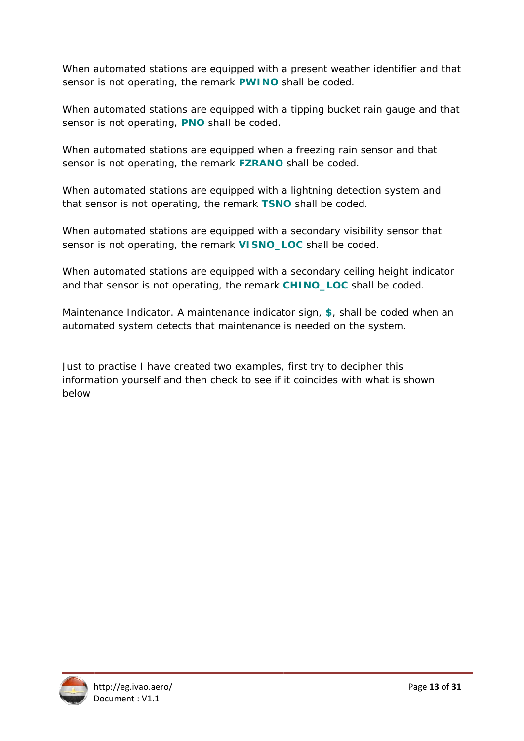When automated stations are equipped with a present weather identifier and that sensor is not operating, the remark **PWINO** shall be coded.

When automated stations are equipped with a tipping bucket rain gauge and that sensor is not operating, **PNO** shall be coded.

When automated stations are equipped when a freezing rain sensor and that sensor is not operating, the remark **FZRANO** shall be coded.

When automated stations are equipped with a lightning detection system and that sensor is not operating, the remark **TSNO** shall be coded.

When automated stations are equipped with a secondary visibility sensor that sensor is not operating, the remark **VISNO_LOC** shall be coded.

When automated stations are equipped with a secondary ceiling height indicator and that sensor is not operating, the remark **CHINO_LOC** shall be coded.

Maintenance Indicator. A maintenance indicator sign, **$**, shall be coded when an automated system detects that maintenance is needed on the system.

Just to practise I have created two examples, first try to decipher this information yourself and then check to see if it coincides with what is shown below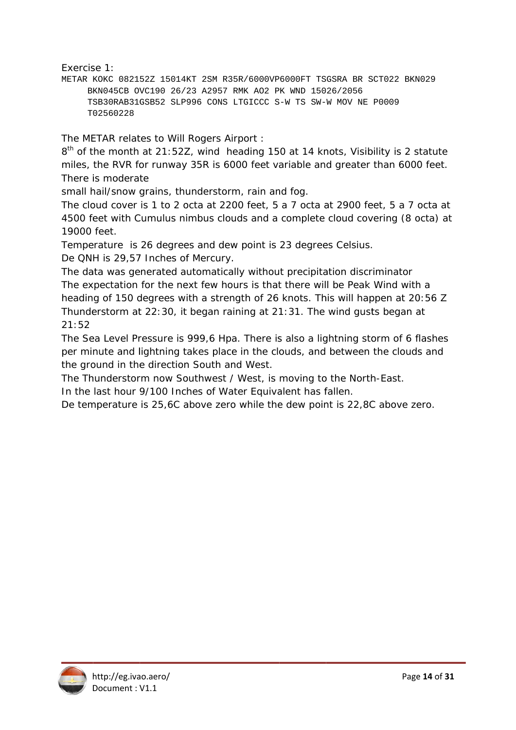Exercise 1:

```
METAR KOKC 082152Z 15014KT 2SM R35R/6000VP6000FT TSGSRA BR SCT022 BKN029
     BKN045CB OVC190 26/23 A2957 RMK AO2 PK WND 15026/2056
     TSB30RAB31GSB52 SLP996 CONS LTGICCC S-W TS SW-W MOV NE P0009
     T02560228
```

The METAR relates to Will Rogers Airport :

8th of the month at 21:52Z, wind heading 150 at 14 knots, Visibility is 2 statute miles, the RVR for runway 35R is 6000 feet variable and greater than 6000 feet. There is moderate

small hail/snow grains, thunderstorm, rain and fog.

The cloud cover is 1 to 2 octa at 2200 feet, 5 a 7 octa at 2900 feet, 5 a 7 octa at 4500 feet with Cumulus nimbus clouds and a complete cloud covering (8 octa) at 19000 feet.

Temperature is 26 degrees and dew point is 23 degrees Celsius.

De QNH is 29,57 Inches of Mercury.

The data was generated automatically without precipitation discriminator

The expectation for the next few hours is that there will be Peak Wind with a heading of 150 degrees with a strength of 26 knots. This will happen at 20:56 Z

Thunderstorm at 22:30, it began raining at 21:31. The wind gusts began at 21:52

The Sea Level Pressure is 999,6 Hpa. There is also a lightning storm of 6 flashes per minute and lightning takes place in the clouds, and between the clouds and the ground in the direction South and West.

The Thunderstorm now Southwest / West, is moving to the North-East.

In the last hour 9/100 Inches of Water Equivalent has fallen.

De temperature is 25,6C above zero while the dew point is 22,8C above zero.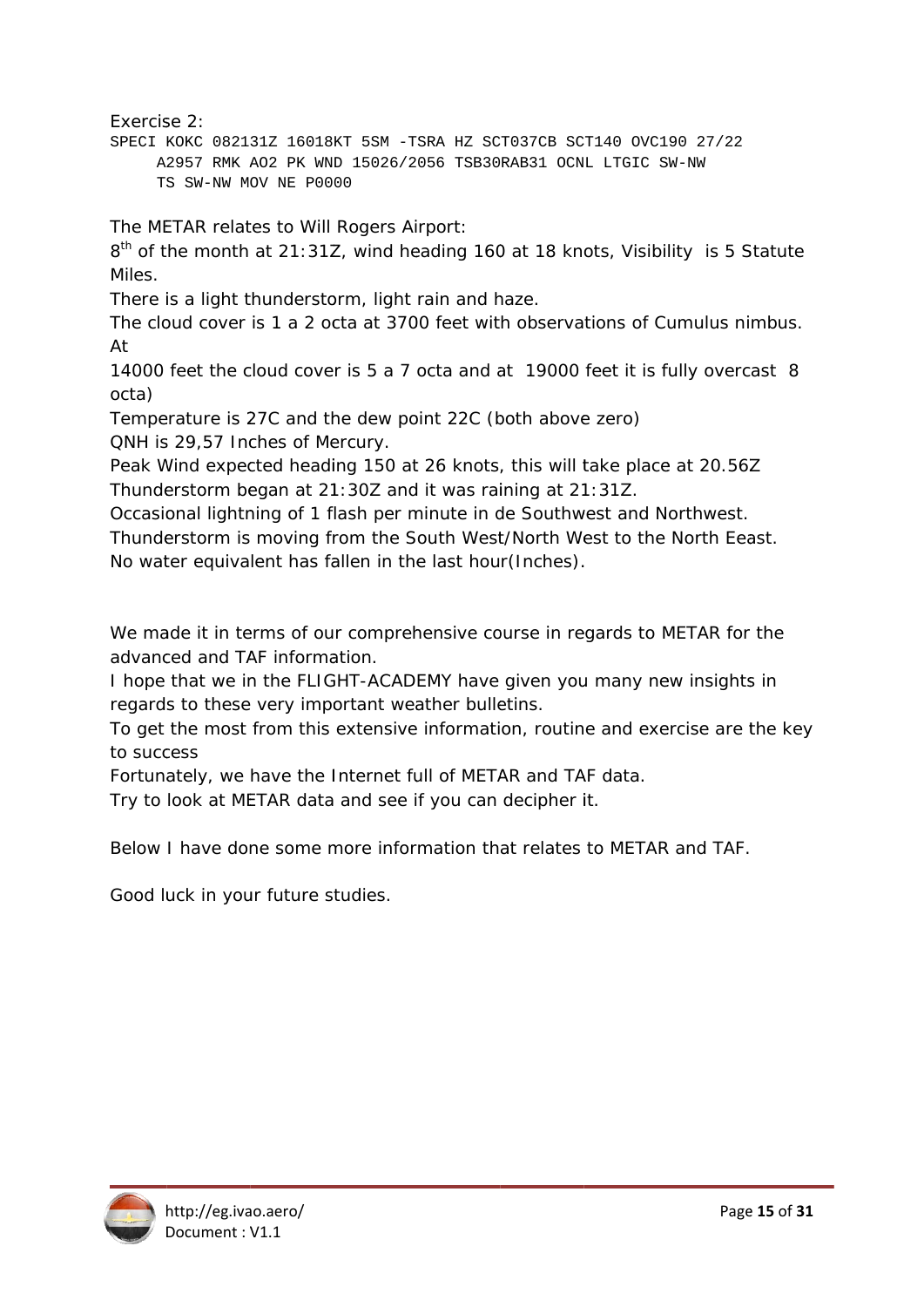Exercise 2:

```
SPECI KOKC 082131Z 16018KT 5SM -TSRA HZ SCT037CB SCT140 OVC190 27/22
     A2957 RMK AO2 PK WND 15026/2056 TSB30RAB31 OCNL LTGIC SW-NW
     TS SW-NW MOV NE P0000
```

The METAR relates to Will Rogers Airport:

8th of the month at 21:31Z, wind heading 160 at 18 knots, Visibility is 5 Statute Miles.

There is a light thunderstorm, light rain and haze.

The cloud cover is 1 a 2 octa at 3700 feet with observations of Cumulus nimbus. At

14000 feet the cloud cover is 5 a 7 octa and at 19000 feet it is fully overcast 8 octa)

Temperature is 27C and the dew point 22C (both above zero)

QNH is 29,57 Inches of Mercury.

Peak Wind expected heading 150 at 26 knots, this will take place at 20.56Z

Thunderstorm began at 21:30Z and it was raining at 21:31Z.

Occasional lightning of 1 flash per minute in de Southwest and Northwest.

Thunderstorm is moving from the South West/North West to the North Eeast.

No water equivalent has fallen in the last hour(Inches).

We made it in terms of our comprehensive course in regards to METAR for the advanced and TAF information.

I hope that we in the FLIGHT-ACADEMY have given you many new insights in regards to these very important weather bulletins.

To get the most from this extensive information, routine and exercise are the key to success

Fortunately, we have the Internet full of METAR and TAF data.

Try to look at METAR data and see if you can decipher it.

Below I have done some more information that relates to METAR and TAF.

Good luck in your future studies.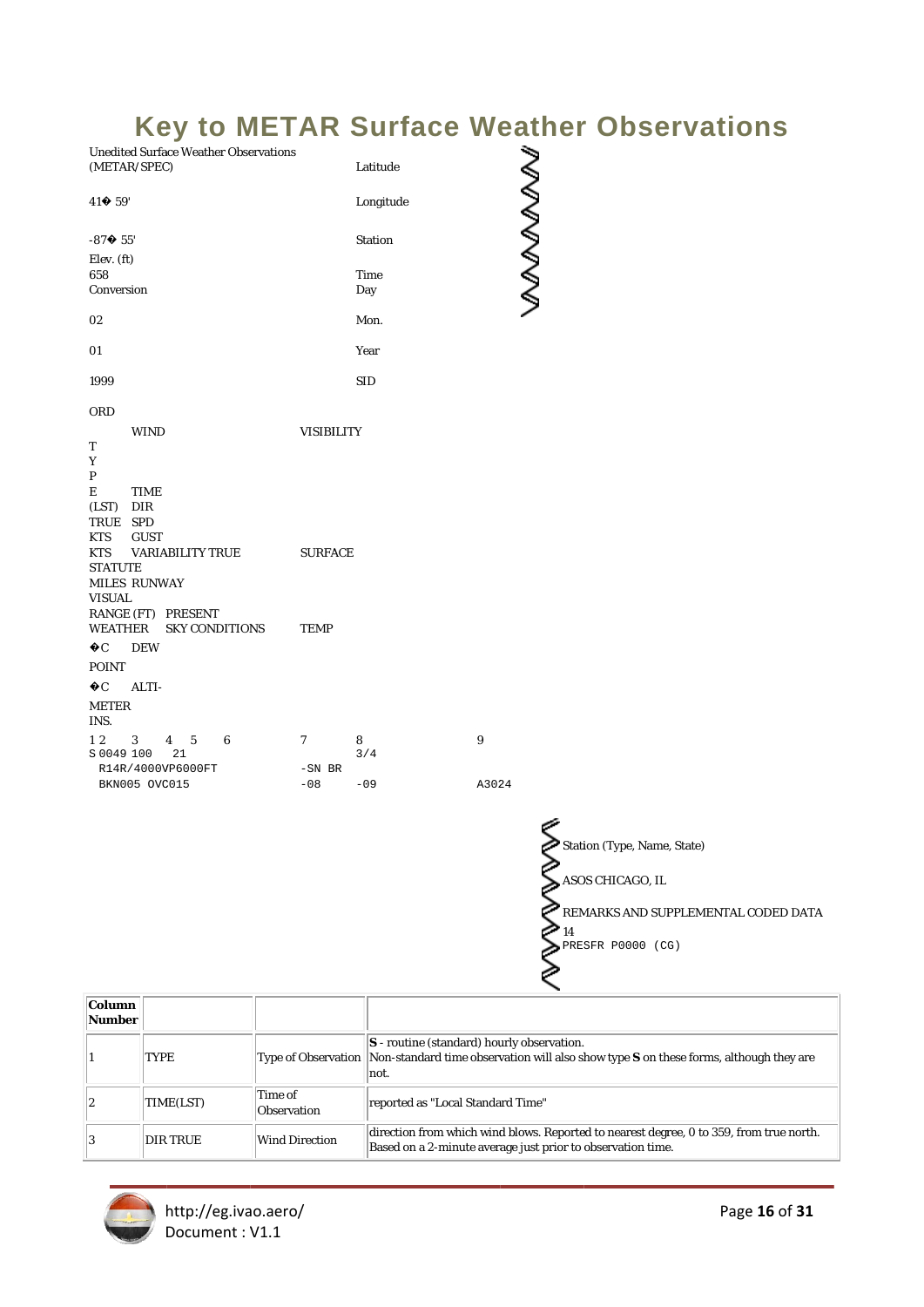# Key to METAR Surface Weather Observations

Unedited Surface Weather Observations (METAR/SPEC)

Latitude

41� 59'

Longitude

-87� 55'

Station

Elev. (ft)

658

Time Conversion

Day

02

Mon.

01

Year

1999

SID

ORD

WIND

VISIBILITY

TYPE

TIME (LST)

DIR TRUE

SPD KTS

GUST KTS

VARIABILITY TRUE

SURFACE STATUTE MILES

RUNWAY VISUAL RANGE (FT)

PRESENT WEATHER

SKY CONDITIONS

TEMP �C

DEW POINT �C

ALTI-METER INS.

```
1 2    3    4  5    6         7     8           9
S 0049 100   21                     3/4
  R14R/4000VP6000FT           -SN BR
  BKN005 OVC015               -08    -09        A3024
```

Station (Type, Name, State)

ASOS CHICAGO, IL

REMARKS AND SUPPLEMENTAL CODED DATA

14

PRESFR P0000 (CG)

| Column Number | | | |
|---|---|---|---|
| 1 | TYPE | Type of Observation | **S** - routine (standard) hourly observation. Non-standard time observation will also show type **S** on these forms, although they are not. |
| 2 | TIME(LST) | Time of Observation | reported as "Local Standard Time" |
| 3 | DIR TRUE | Wind Direction | direction from which wind blows. Reported to nearest degree, 0 to 359, from true north. Based on a 2-minute average just prior to observation time. |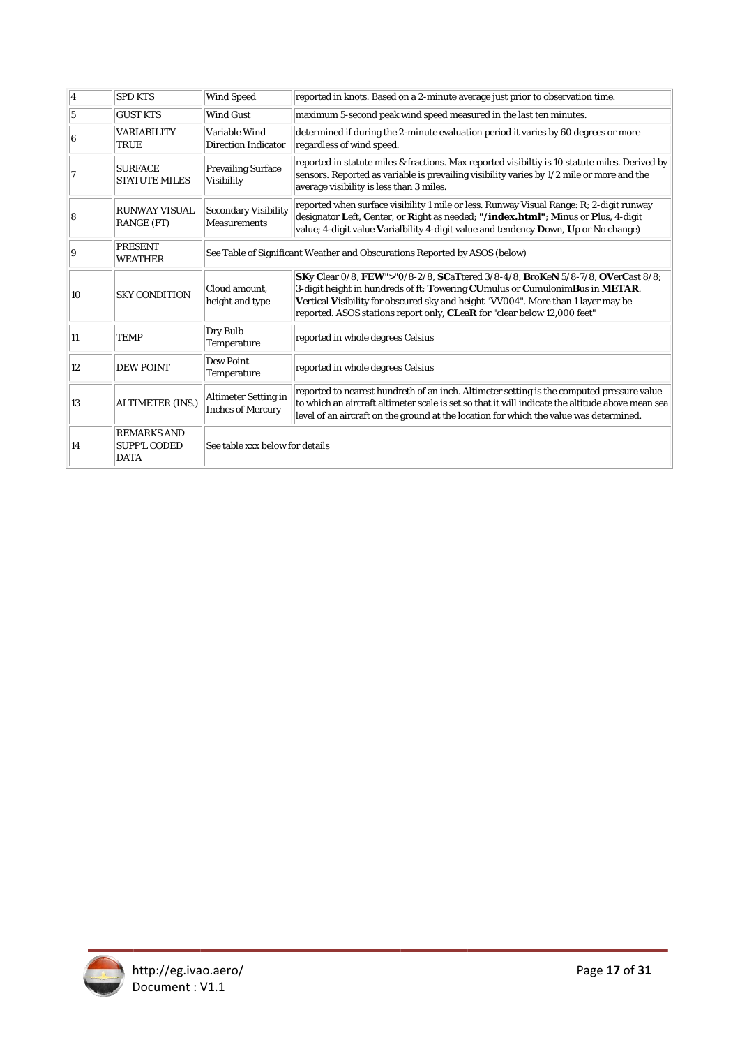| 4 | SPD KTS | Wind Speed | reported in knots. Based on a 2-minute average just prior to observation time. |
|---|---|---|---|
| 5 | GUST KTS | Wind Gust | maximum 5-second peak wind speed measured in the last ten minutes. |
| 6 | VARIABILITY TRUE | Variable Wind Direction Indicator | determined if during the 2-minute evaluation period it varies by 60 degrees or more regardless of wind speed. |
| 7 | SURFACE STATUTE MILES | Prevailing Surface Visibility | reported in statute miles & fractions. Max reported visibiltiy is 10 statute miles. Derived by sensors. Reported as variable is prevailing visibility varies by 1/2 mile or more and the average visibility is less than 3 miles. |
| 8 | RUNWAY VISUAL RANGE (FT) | Secondary Visibility Measurements | reported when surface visibility 1 mile or less. Runway Visual Range: R; 2-digit runway designator **L**eft, **C**enter, or **R**ight as needed; **"/index.html"**; **M**inus or **P**lus, 4-digit value; 4-digit value **V**arialbility 4-digit value and tendency **D**own, **U**p or No change) |
| 9 | PRESENT WEATHER | See Table of Significant Weather and Obscurations Reported by ASOS (below) | |
| 10 | SKY CONDITION | Cloud amount, height and type | **SK**y **C**lear 0/8, **FEW**">"0/8-2/8, **SC**a**T**tered 3/8-4/8, **B**ro**K**e**N** 5/8-7/8, **OV**er**C**ast 8/8; 3-digit height in hundreds of ft; **T**owering **CU**mulus or **C**umulonim**B**us in **METAR**. **V**ertical **V**isibility for obscured sky and height "VV004". More than 1 layer may be reported. ASOS stations report only, **CL**ea**R** for "clear below 12,000 feet" |
| 11 | TEMP | Dry Bulb Temperature | reported in whole degrees Celsius |
| 12 | DEW POINT | Dew Point Temperature | reported in whole degrees Celsius |
| 13 | ALTIMETER (INS.) | Altimeter Setting in Inches of Mercury | reported to nearest hundreth of an inch. Altimeter setting is the computed pressure value to which an aircraft altimeter scale is set so that it will indicate the altitude above mean sea level of an aircraft on the ground at the location for which the value was determined. |
| 14 | REMARKS AND SUPP'L CODED DATA | See table xxx below for details | |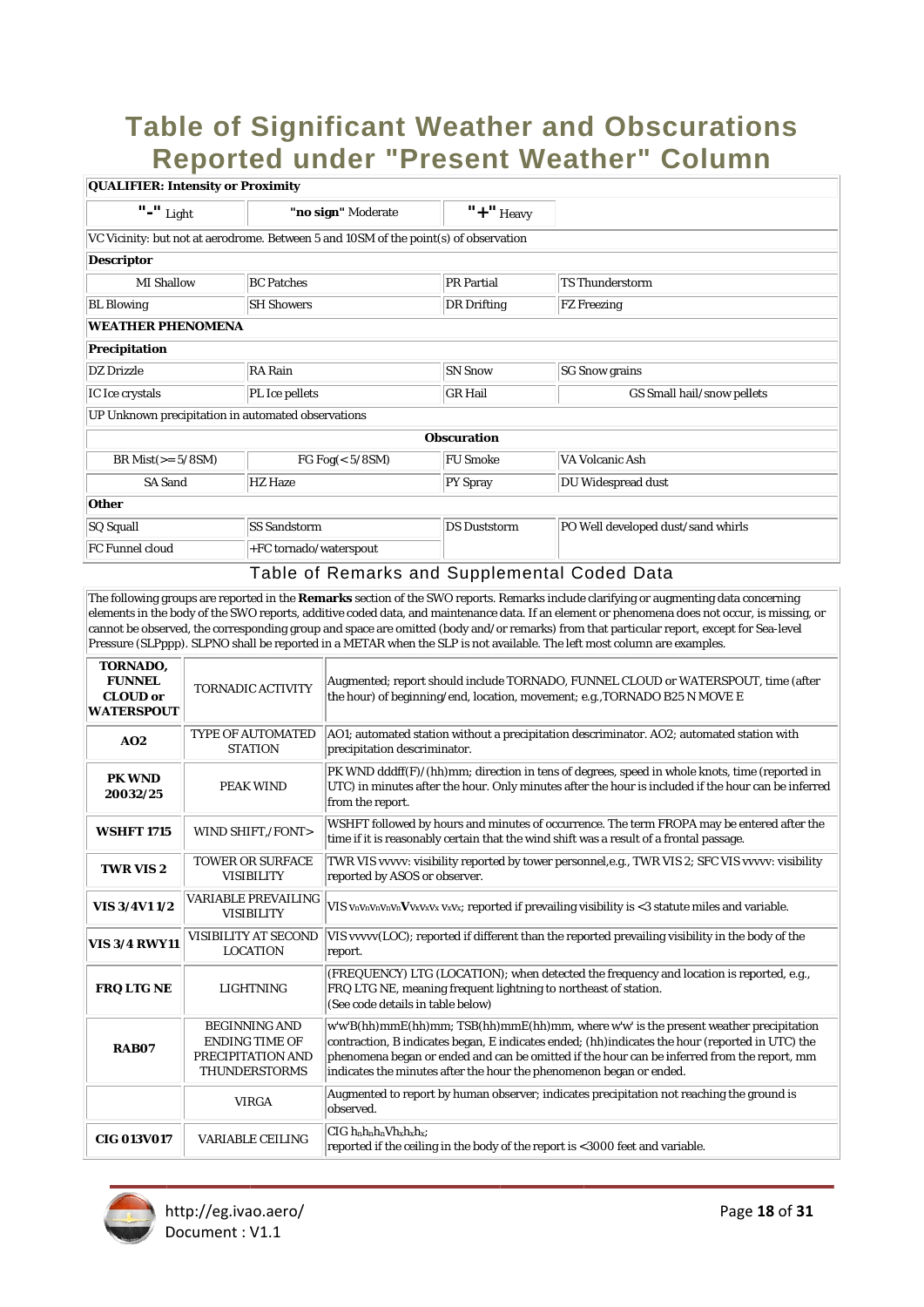# Table of Significant Weather and Obscurations Reported under "Present Weather" Column

| **QUALIFIER: Intensity or Proximity** | | | |
|---|---|---|---|
| "-" Light | "no sign" Moderate | "+" Heavy | |
| VC Vicinity: but not at aerodrome. Between 5 and 10SM of the point(s) of observation | | | |
| **Descriptor** | | | |
| MI Shallow | BC Patches | PR Partial | TS Thunderstorm |
| BL Blowing | SH Showers | DR Drifting | FZ Freezing |
| **WEATHER PHENOMENA** | | | |
| **Precipitation** | | | |
| DZ Drizzle | RA Rain | SN Snow | SG Snow grains |
| IC Ice crystals | PL Ice pellets | GR Hail | GS Small hail/snow pellets |
| UP Unknown precipitation in automated observations | | | |
| | | **Obscuration** | |
| BR Mist(>= 5/8SM) | FG Fog(< 5/8SM) | FU Smoke | VA Volcanic Ash |
| SA Sand | HZ Haze | PY Spray | DU Widespread dust |
| **Other** | | | |
| SQ Squall | SS Sandstorm | DS Duststorm | PO Well developed dust/sand whirls |
| FC Funnel cloud | +FC tornado/waterspout | | |

## Table of Remarks and Supplemental Coded Data

The following groups are reported in the **Remarks** section of the SWO reports. Remarks include clarifying or augmenting data concerning elements in the body of the SWO reports, additive coded data, and maintenance data. If an element or phenomena does not occur, is missing, or cannot be observed, the corresponding group and space are omitted (body and/or remarks) from that particular report, except for Sea-level Pressure (SLPppp). SLPNO shall be reported in a METAR when the SLP is not available. The left most column are examples.

| | | |
|---|---|---|
| **TORNADO, FUNNEL CLOUD or WATERSPOUT** | TORNADIC ACTIVITY | Augmented; report should include TORNADO, FUNNEL CLOUD or WATERSPOUT, time (after the hour) of beginning/end, location, movement; e.g.,TORNADO B25 N MOVE E |
| **AO2** | TYPE OF AUTOMATED STATION | AO1; automated station without a precipitation descriminator. AO2; automated station with precipitation descriminator. |
| **PK WND 20032/25** | PEAK WIND | PK WND dddff(F)/(hh)mm; direction in tens of degrees, speed in whole knots, time (reported in UTC) in minutes after the hour. Only minutes after the hour is included if the hour can be inferred from the report. |
| **WSHFT 1715** | WIND SHIFT,/FONT> | WSHFT followed by hours and minutes of occurrence. The term FROPA may be entered after the time if it is reasonably certain that the wind shift was a result of a frontal passage. |
| **TWR VIS 2** | TOWER OR SURFACE VISIBILITY | TWR VIS vvvvv: visibility reported by tower personnel,e.g., TWR VIS 2; SFC VIS vvvvv: visibility reported by ASOS or observer. |
| **VIS 3/4V1 1/2** | VARIABLE PREVAILING VISIBILITY | VIS $V_nV_nV_nV_nV_n$**V**$V_xV_xV_x V_xV_x$; reported if prevailing visibility is <3 statute miles and variable. |
| **VIS 3/4 RWY11** | VISIBILITY AT SECOND LOCATION | VIS vvvvv(LOC); reported if different than the reported prevailing visibility in the body of the report. |
| **FRQ LTG NE** | LIGHTNING | (FREQUENCY) LTG (LOCATION); when detected the frequency and location is reported, e.g., FRQ LTG NE, meaning frequent lightning to northeast of station. (See code details in table below) |
| **RAB07** | BEGINNING AND ENDING TIME OF PRECIPITATION AND THUNDERSTORMS | w'w'B(hh)mmE(hh)mm; TSB(hh)mmE(hh)mm, where w'w' is the present weather precipitation contraction, B indicates began, E indicates ended; (hh)indicates the hour (reported in UTC) the phenomena began or ended and can be omitted if the hour can be inferred from the report, mm indicates the minutes after the hour the phenomenon began or ended. |
| | VIRGA | Augmented to report by human observer; indicates precipitation not reaching the ground is observed. |
| **CIG 013V017** | VARIABLE CEILING | CIG $h_nh_nh_n$V$h_xh_xh_x$; reported if the ceiling in the body of the report is <3000 feet and variable. |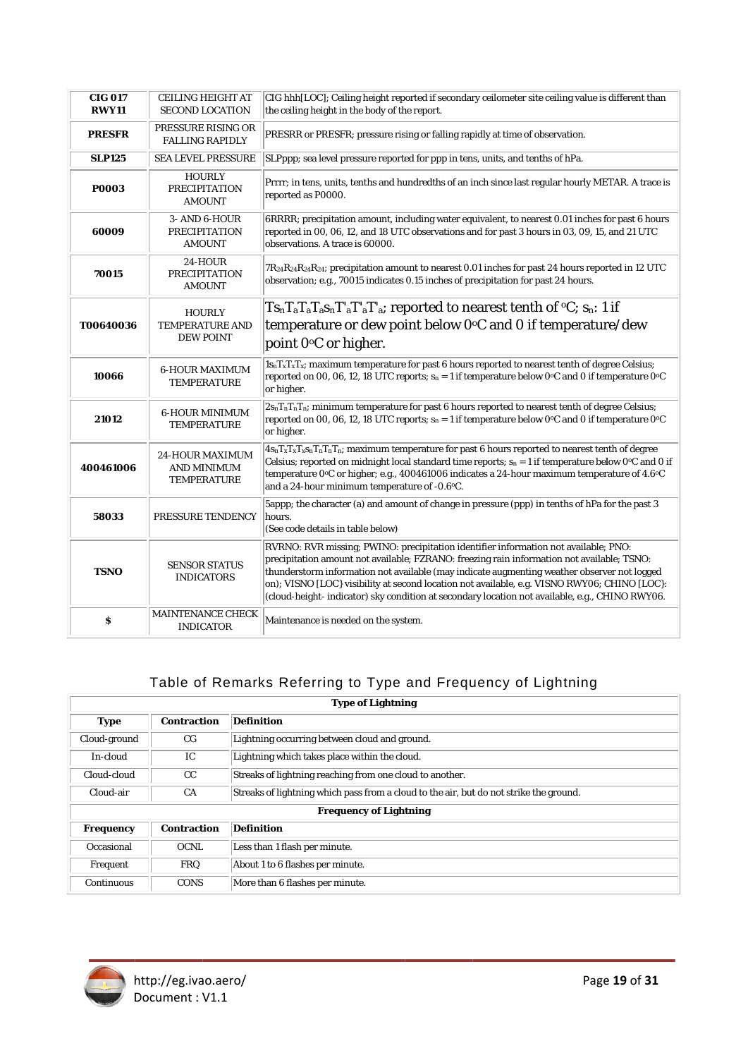| | | |
|---|---|---|
| **CIG 017 RWY11** | CEILING HEIGHT AT SECOND LOCATION | CIG hhh[LOC]; Ceiling height reported if secondary ceilometer site ceiling value is different than the ceiling height in the body of the report. |
| **PRESFR** | PRESSURE RISING OR FALLING RAPIDLY | PRESRR or PRESFR; pressure rising or falling rapidly at time of observation. |
| **SLP125** | SEA LEVEL PRESSURE | SLPppp; sea level pressure reported for ppp in tens, units, and tenths of hPa. |
| **P0003** | HOURLY PRECIPITATION AMOUNT | Prrrr; in tens, units, tenths and hundredths of an inch since last regular hourly METAR. A trace is reported as P0000. |
| **60009** | 3- AND 6-HOUR PRECIPITATION AMOUNT | 6RRRR; precipitation amount, including water equivalent, to nearest 0.01 inches for past 6 hours reported in 00, 06, 12, and 18 UTC observations and for past 3 hours in 03, 09, 15, and 21 UTC observations. A trace is 60000. |
| **70015** | 24-HOUR PRECIPITATION AMOUNT | $7R_{24}R_{24}R_{24}R_{24}$; precipitation amount to nearest 0.01 inches for past 24 hours reported in 12 UTC observation; e.g., 70015 indicates 0.15 inches of precipitation for past 24 hours. |
| **T00640036** | HOURLY TEMPERATURE AND DEW POINT | $Ts_nT_aT_aT_as_nT'_aT'_aT'_a$; reported to nearest tenth of ºC; $s_n$: 1 if temperature or dew point below 0ºC and 0 if temperature/dew point 0ºC or higher. |
| **10066** | 6-HOUR MAXIMUM TEMPERATURE | $1s_nT_xT_xT_x$; maximum temperature for past 6 hours reported to nearest tenth of degree Celsius; reported on 00, 06, 12, 18 UTC reports; $s_n$ = 1 if temperature below 0ºC and 0 if temperature 0ºC or higher. |
| **21012** | 6-HOUR MINIMUM TEMPERATURE | $2s_nT_nT_nT_n$; minimum temperature for past 6 hours reported to nearest tenth of degree Celsius; reported on 00, 06, 12, 18 UTC reports; $s_n$ = 1 if temperature below 0ºC and 0 if temperature 0ºC or higher. |
| **400461006** | 24-HOUR MAXIMUM AND MINIMUM TEMPERATURE | $4s_nT_xT_xT_xs_nT_nT_nT_n$; maximum temperature for past 6 hours reported to nearest tenth of degree Celsius; reported on midnight local standard time reports; $s_n$ = 1 if temperature below 0ºC and 0 if temperature 0ºC or higher; e.g., 400461006 indicates a 24-hour maximum temperature of 4.6ºC and a 24-hour minimum temperature of -0.6ºC. |
| **58033** | PRESSURE TENDENCY | 5appp; the character (a) and amount of change in pressure (ppp) in tenths of hPa for the past 3 hours.<br>(See code details in table below) |
| **TSNO** | SENSOR STATUS INDICATORS | RVRNO: RVR missing; PWINO: precipitation identifier information not available; PNO: precipitation amount not available; FZRANO: freezing rain information not available; TSNO: thunderstorm information not available (may indicate augmenting weather observer not logged on); VISNO [LOC} visibility at second location not available, e.g. VISNO RWY06; CHINO [LOC}: (cloud-height- indicator) sky condition at secondary location not available, e.g., CHINO RWY06. |
| **$** | MAINTENANCE CHECK INDICATOR | Maintenance is needed on the system. |

## Table of Remarks Referring to Type and Frequency of Lightning

| **Type of Lightning** | | |
|---|---|---|
| **Type** | **Contraction** | **Definition** |
| Cloud-ground | CG | Lightning occurring between cloud and ground. |
| In-cloud | IC | Lightning which takes place within the cloud. |
| Cloud-cloud | CC | Streaks of lightning reaching from one cloud to another. |
| Cloud-air | CA | Streaks of lightning which pass from a cloud to the air, but do not strike the ground. |
| **Frequency of Lightning** | | |
| **Frequency** | **Contraction** | **Definition** |
| Occasional | OCNL | Less than 1 flash per minute. |
| Frequent | FRQ | About 1 to 6 flashes per minute. |
| Continuous | CONS | More than 6 flashes per minute. |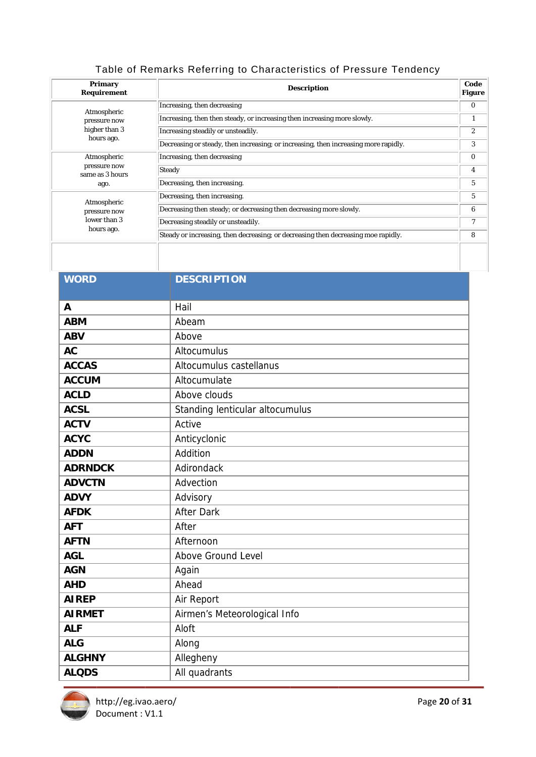Table of Remarks Referring to Characteristics of Pressure Tendency

| Primary Requirement | Description | Code Figure |
|---|---|---|
| Atmospheric pressure now higher than 3 hours ago. | Increasing, then decreasing | 0 |
| | Increasing, then then steady, or increasing then increasing more slowly. | 1 |
| | Increasing steadily or unsteadily. | 2 |
| | Decreasing or steady, then increasing; or increasing, then increasing more rapidly. | 3 |
| Atmospheric pressure now same as 3 hours ago. | Increasing, then decreasing | 0 |
| | Steady | 4 |
| | Decreasing, then increasing. | 5 |
| Atmospheric pressure now lower than 3 hours ago. | Decreasing, then increasing. | 5 |
| | Decreasing then steady; or decreasing then decreasing more slowly. | 6 |
| | Decreasing steadily or unsteadily. | 7 |
| | Steady or increasing, then decreasing; or decreasing then decreasing moe rapidly. | 8 |
| | | |

| WORD | DESCRIPTION |
|---|---|
| **A** | Hail |
| **ABM** | Abeam |
| **ABV** | Above |
| **AC** | Altocumulus |
| **ACCAS** | Altocumulus castellanus |
| **ACCUM** | Altocumulate |
| **ACLD** | Above clouds |
| **ACSL** | Standing lenticular altocumulus |
| **ACTV** | Active |
| **ACYC** | Anticyclonic |
| **ADDN** | Addition |
| **ADRNDCK** | Adirondack |
| **ADVCTN** | Advection |
| **ADVY** | Advisory |
| **AFDK** | After Dark |
| **AFT** | After |
| **AFTN** | Afternoon |
| **AGL** | Above Ground Level |
| **AGN** | Again |
| **AHD** | Ahead |
| **AIREP** | Air Report |
| **AIRMET** | Airmen's Meteorological Info |
| **ALF** | Aloft |
| **ALG** | Along |
| **ALGHNY** | Allegheny |
| **ALQDS** | All quadrants |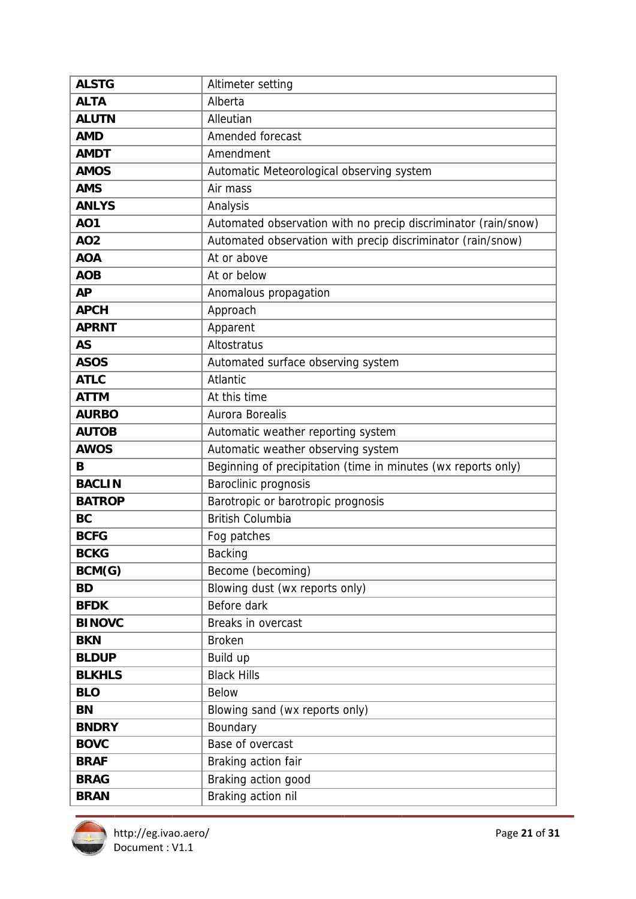| | |
|---|---|
| **ALSTG** | Altimeter setting |
| **ALTA** | Alberta |
| **ALUTN** | Alleutian |
| **AMD** | Amended forecast |
| **AMDT** | Amendment |
| **AMOS** | Automatic Meteorological observing system |
| **AMS** | Air mass |
| **ANLYS** | Analysis |
| **AO1** | Automated observation with no precip discriminator (rain/snow) |
| **AO2** | Automated observation with precip discriminator (rain/snow) |
| **AOA** | At or above |
| **AOB** | At or below |
| **AP** | Anomalous propagation |
| **APCH** | Approach |
| **APRNT** | Apparent |
| **AS** | Altostratus |
| **ASOS** | Automated surface observing system |
| **ATLC** | Atlantic |
| **ATTM** | At this time |
| **AURBO** | Aurora Borealis |
| **AUTOB** | Automatic weather reporting system |
| **AWOS** | Automatic weather observing system |
| **B** | Beginning of precipitation (time in minutes (wx reports only) |
| **BACLIN** | Baroclinic prognosis |
| **BATROP** | Barotropic or barotropic prognosis |
| **BC** | British Columbia |
| **BCFG** | Fog patches |
| **BCKG** | Backing |
| **BCM(G)** | Become (becoming) |
| **BD** | Blowing dust (wx reports only) |
| **BFDK** | Before dark |
| **BINOVC** | Breaks in overcast |
| **BKN** | Broken |
| **BLDUP** | Build up |
| **BLKHLS** | Black Hills |
| **BLO** | Below |
| **BN** | Blowing sand (wx reports only) |
| **BNDRY** | Boundary |
| **BOVC** | Base of overcast |
| **BRAF** | Braking action fair |
| **BRAG** | Braking action good |
| **BRAN** | Braking action nil |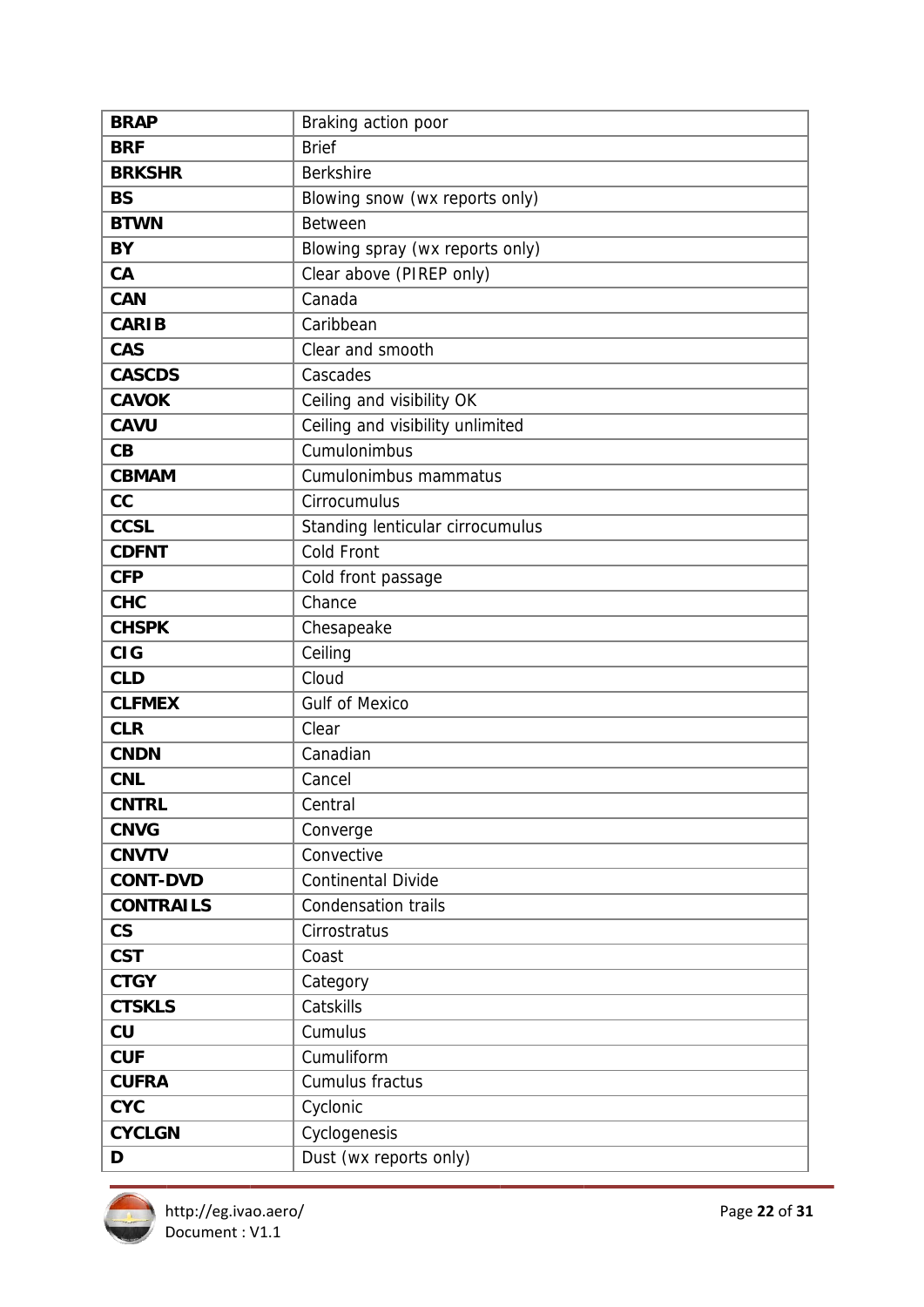| | |
|---|---|
| **BRAP** | Braking action poor |
| **BRF** | Brief |
| **BRKSHR** | Berkshire |
| **BS** | Blowing snow (wx reports only) |
| **BTWN** | Between |
| **BY** | Blowing spray (wx reports only) |
| **CA** | Clear above (PIREP only) |
| **CAN** | Canada |
| **CARIB** | Caribbean |
| **CAS** | Clear and smooth |
| **CASCDS** | Cascades |
| **CAVOK** | Ceiling and visibility OK |
| **CAVU** | Ceiling and visibility unlimited |
| **CB** | Cumulonimbus |
| **CBMAM** | Cumulonimbus mammatus |
| **CC** | Cirrocumulus |
| **CCSL** | Standing lenticular cirrocumulus |
| **CDFNT** | Cold Front |
| **CFP** | Cold front passage |
| **CHC** | Chance |
| **CHSPK** | Chesapeake |
| **CIG** | Ceiling |
| **CLD** | Cloud |
| **CLFMEX** | Gulf of Mexico |
| **CLR** | Clear |
| **CNDN** | Canadian |
| **CNL** | Cancel |
| **CNTRL** | Central |
| **CNVG** | Converge |
| **CNVTV** | Convective |
| **CONT-DVD** | Continental Divide |
| **CONTRAILS** | Condensation trails |
| **CS** | Cirrostratus |
| **CST** | Coast |
| **CTGY** | Category |
| **CTSKLS** | Catskills |
| **CU** | Cumulus |
| **CUF** | Cumuliform |
| **CUFRA** | Cumulus fractus |
| **CYC** | Cyclonic |
| **CYCLGN** | Cyclogenesis |
| **D** | Dust (wx reports only) |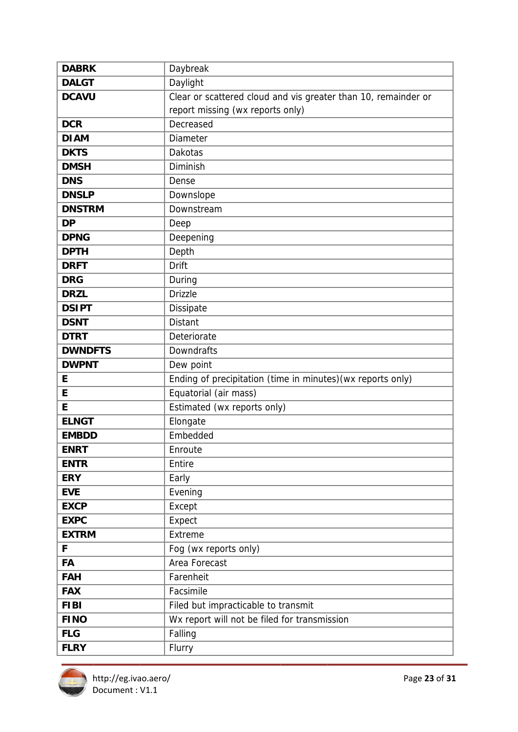| **DABRK** | Daybreak |
|---|---|
| **DALGT** | Daylight |
| **DCAVU** | Clear or scattered cloud and vis greater than 10, remainder or report missing (wx reports only) |
| **DCR** | Decreased |
| **DIAM** | Diameter |
| **DKTS** | Dakotas |
| **DMSH** | Diminish |
| **DNS** | Dense |
| **DNSLP** | Downslope |
| **DNSTRM** | Downstream |
| **DP** | Deep |
| **DPNG** | Deepening |
| **DPTH** | Depth |
| **DRFT** | Drift |
| **DRG** | During |
| **DRZL** | Drizzle |
| **DSIPT** | Dissipate |
| **DSNT** | Distant |
| **DTRT** | Deteriorate |
| **DWNDFTS** | Downdrafts |
| **DWPNT** | Dew point |
| **E** | Ending of precipitation (time in minutes)(wx reports only) |
| **E** | Equatorial (air mass) |
| **E** | Estimated (wx reports only) |
| **ELNGT** | Elongate |
| **EMBDD** | Embedded |
| **ENRT** | Enroute |
| **ENTR** | Entire |
| **ERY** | Early |
| **EVE** | Evening |
| **EXCP** | Except |
| **EXPC** | Expect |
| **EXTRM** | Extreme |
| **F** | Fog (wx reports only) |
| **FA** | Area Forecast |
| **FAH** | Farenheit |
| **FAX** | Facsimile |
| **FIBI** | Filed but impracticable to transmit |
| **FINO** | Wx report will not be filed for transmission |
| **FLG** | Falling |
| **FLRY** | Flurry |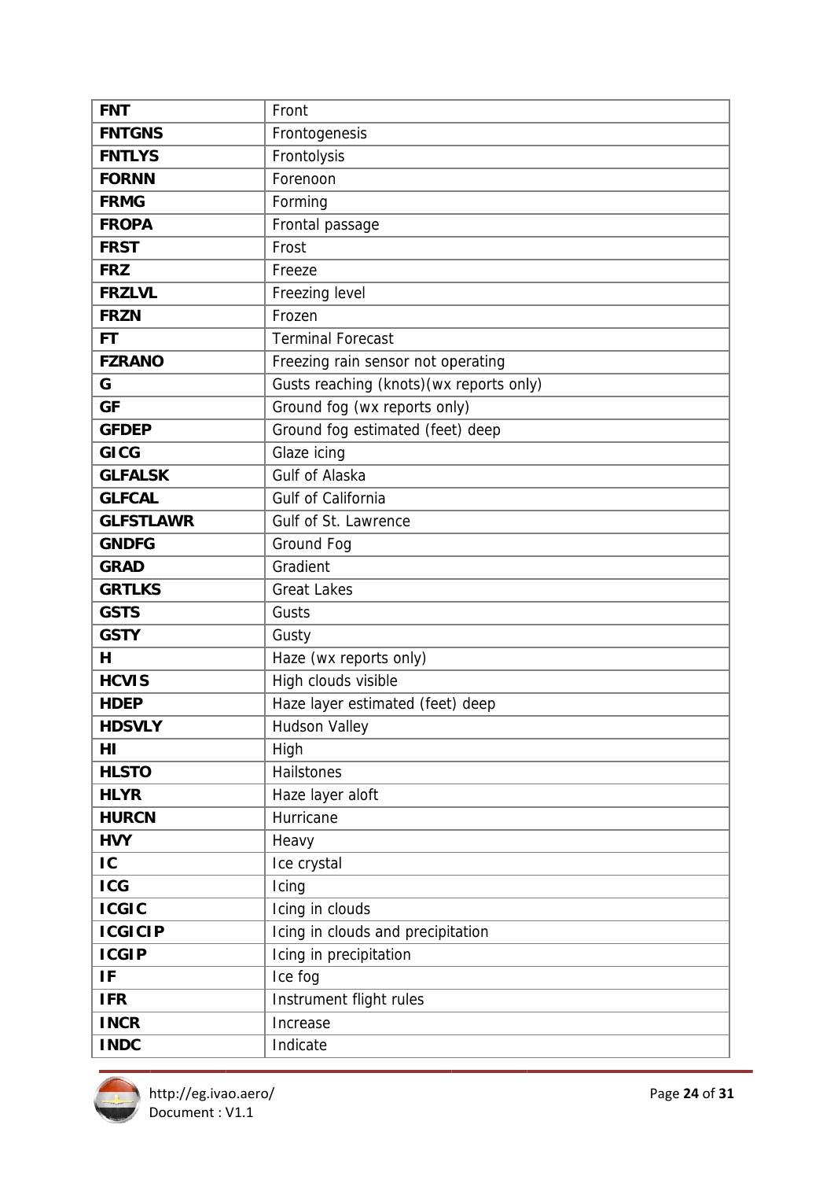| **FNT** | Front |
|---|---|
| **FNTGNS** | Frontogenesis |
| **FNTLYS** | Frontolysis |
| **FORNN** | Forenoon |
| **FRMG** | Forming |
| **FROPA** | Frontal passage |
| **FRST** | Frost |
| **FRZ** | Freeze |
| **FRZLVL** | Freezing level |
| **FRZN** | Frozen |
| **FT** | Terminal Forecast |
| **FZRANO** | Freezing rain sensor not operating |
| **G** | Gusts reaching (knots)(wx reports only) |
| **GF** | Ground fog (wx reports only) |
| **GFDEP** | Ground fog estimated (feet) deep |
| **GICG** | Glaze icing |
| **GLFALSK** | Gulf of Alaska |
| **GLFCAL** | Gulf of California |
| **GLFSTLAWR** | Gulf of St. Lawrence |
| **GNDFG** | Ground Fog |
| **GRAD** | Gradient |
| **GRTLKS** | Great Lakes |
| **GSTS** | Gusts |
| **GSTY** | Gusty |
| **H** | Haze (wx reports only) |
| **HCVIS** | High clouds visible |
| **HDEP** | Haze layer estimated (feet) deep |
| **HDSVLY** | Hudson Valley |
| **HI** | High |
| **HLSTO** | Hailstones |
| **HLYR** | Haze layer aloft |
| **HURCN** | Hurricane |
| **HVY** | Heavy |
| **IC** | Ice crystal |
| **ICG** | Icing |
| **ICGIC** | Icing in clouds |
| **ICGICIP** | Icing in clouds and precipitation |
| **ICGIP** | Icing in precipitation |
| **IF** | Ice fog |
| **IFR** | Instrument flight rules |
| **INCR** | Increase |
| **INDC** | Indicate |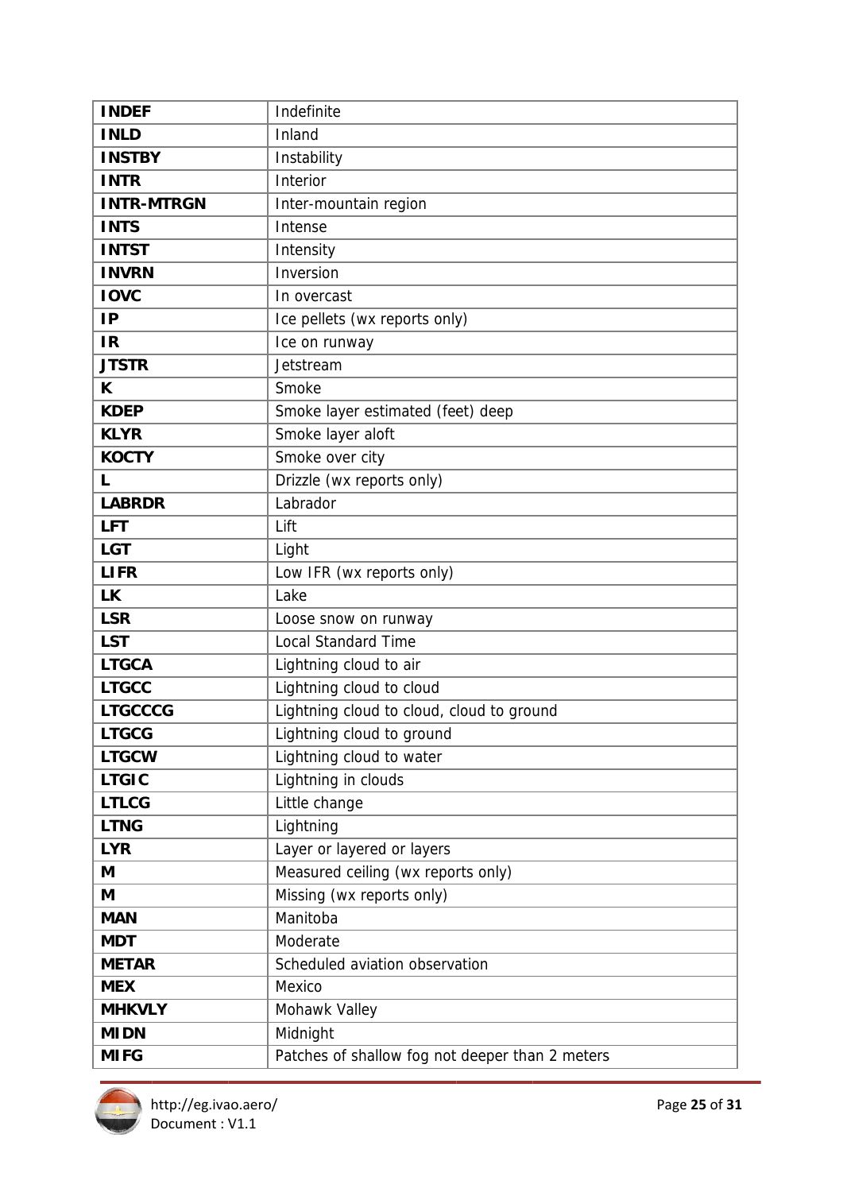| **INDEF** | Indefinite |
|---|---|
| **INLD** | Inland |
| **INSTBY** | Instability |
| **INTR** | Interior |
| **INTR-MTRGN** | Inter-mountain region |
| **INTS** | Intense |
| **INTST** | Intensity |
| **INVRN** | Inversion |
| **IOVC** | In overcast |
| **IP** | Ice pellets (wx reports only) |
| **IR** | Ice on runway |
| **JTSTR** | Jetstream |
| **K** | Smoke |
| **KDEP** | Smoke layer estimated (feet) deep |
| **KLYR** | Smoke layer aloft |
| **KOCTY** | Smoke over city |
| **L** | Drizzle (wx reports only) |
| **LABRDR** | Labrador |
| **LFT** | Lift |
| **LGT** | Light |
| **LIFR** | Low IFR (wx reports only) |
| **LK** | Lake |
| **LSR** | Loose snow on runway |
| **LST** | Local Standard Time |
| **LTGCA** | Lightning cloud to air |
| **LTGCC** | Lightning cloud to cloud |
| **LTGCCCG** | Lightning cloud to cloud, cloud to ground |
| **LTGCG** | Lightning cloud to ground |
| **LTGCW** | Lightning cloud to water |
| **LTGIC** | Lightning in clouds |
| **LTLCG** | Little change |
| **LTNG** | Lightning |
| **LYR** | Layer or layered or layers |
| **M** | Measured ceiling (wx reports only) |
| **M** | Missing (wx reports only) |
| **MAN** | Manitoba |
| **MDT** | Moderate |
| **METAR** | Scheduled aviation observation |
| **MEX** | Mexico |
| **MHKVLY** | Mohawk Valley |
| **MIDN** | Midnight |
| **MIFG** | Patches of shallow fog not deeper than 2 meters |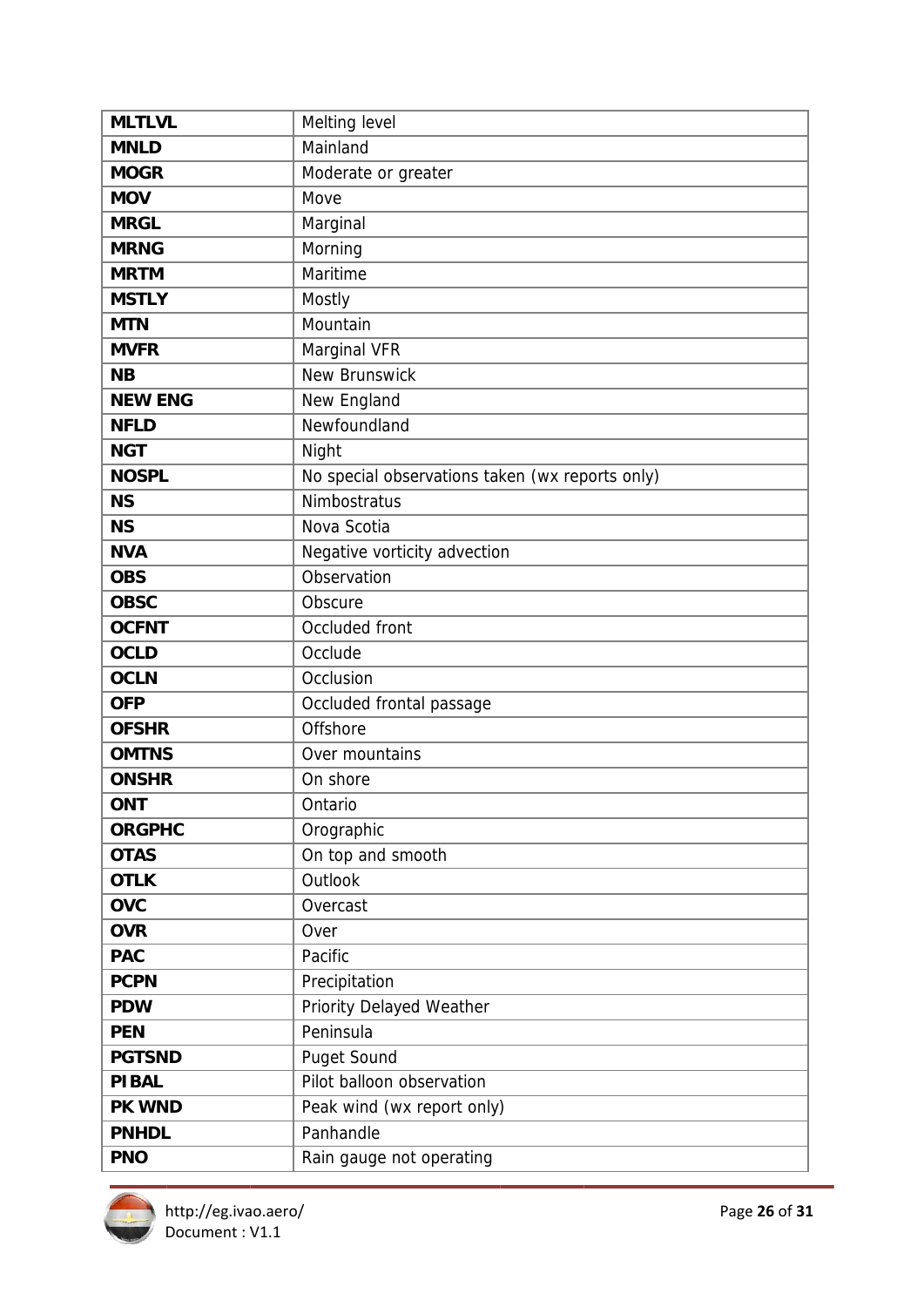| | |
|---|---|
| **MLTLVL** | Melting level |
| **MNLD** | Mainland |
| **MOGR** | Moderate or greater |
| **MOV** | Move |
| **MRGL** | Marginal |
| **MRNG** | Morning |
| **MRTM** | Maritime |
| **MSTLY** | Mostly |
| **MTN** | Mountain |
| **MVFR** | Marginal VFR |
| **NB** | New Brunswick |
| **NEW ENG** | New England |
| **NFLD** | Newfoundland |
| **NGT** | Night |
| **NOSPL** | No special observations taken (wx reports only) |
| **NS** | Nimbostratus |
| **NS** | Nova Scotia |
| **NVA** | Negative vorticity advection |
| **OBS** | Observation |
| **OBSC** | Obscure |
| **OCFNT** | Occluded front |
| **OCLD** | Occlude |
| **OCLN** | Occlusion |
| **OFP** | Occluded frontal passage |
| **OFSHR** | Offshore |
| **OMTNS** | Over mountains |
| **ONSHR** | On shore |
| **ONT** | Ontario |
| **ORGPHC** | Orographic |
| **OTAS** | On top and smooth |
| **OTLK** | Outlook |
| **OVC** | Overcast |
| **OVR** | Over |
| **PAC** | Pacific |
| **PCPN** | Precipitation |
| **PDW** | Priority Delayed Weather |
| **PEN** | Peninsula |
| **PGTSND** | Puget Sound |
| **PIBAL** | Pilot balloon observation |
| **PK WND** | Peak wind (wx report only) |
| **PNHDL** | Panhandle |
| **PNO** | Rain gauge not operating |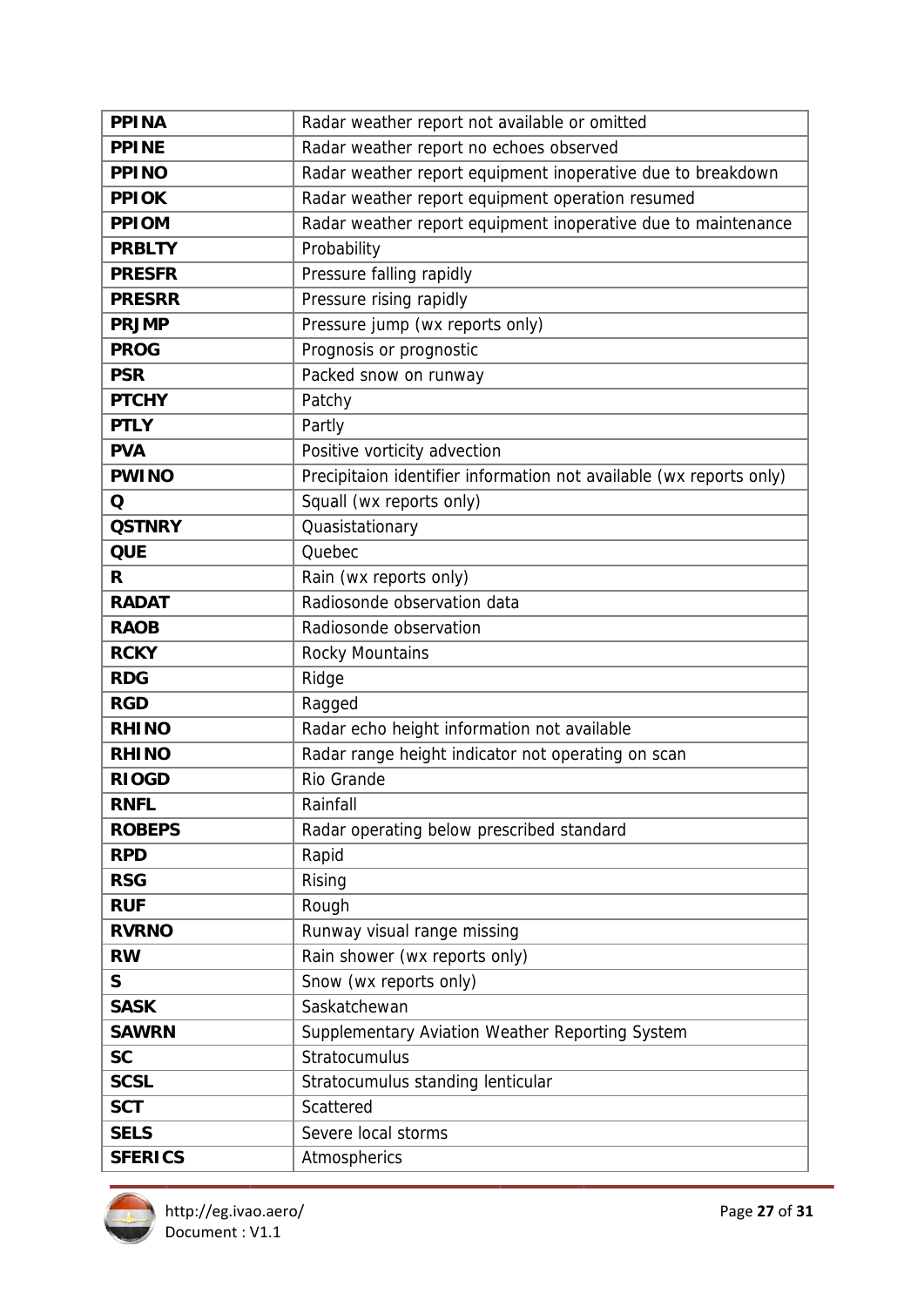| **PPINA** | Radar weather report not available or omitted |
|---|---|
| **PPINE** | Radar weather report no echoes observed |
| **PPINO** | Radar weather report equipment inoperative due to breakdown |
| **PPIOK** | Radar weather report equipment operation resumed |
| **PPIOM** | Radar weather report equipment inoperative due to maintenance |
| **PRBLTY** | Probability |
| **PRESFR** | Pressure falling rapidly |
| **PRESRR** | Pressure rising rapidly |
| **PRJMP** | Pressure jump (wx reports only) |
| **PROG** | Prognosis or prognostic |
| **PSR** | Packed snow on runway |
| **PTCHY** | Patchy |
| **PTLY** | Partly |
| **PVA** | Positive vorticity advection |
| **PWINO** | Precipitaion identifier information not available (wx reports only) |
| **Q** | Squall (wx reports only) |
| **QSTNRY** | Quasistationary |
| **QUE** | Quebec |
| **R** | Rain (wx reports only) |
| **RADAT** | Radiosonde observation data |
| **RAOB** | Radiosonde observation |
| **RCKY** | Rocky Mountains |
| **RDG** | Ridge |
| **RGD** | Ragged |
| **RHINO** | Radar echo height information not available |
| **RHINO** | Radar range height indicator not operating on scan |
| **RIOGD** | Rio Grande |
| **RNFL** | Rainfall |
| **ROBEPS** | Radar operating below prescribed standard |
| **RPD** | Rapid |
| **RSG** | Rising |
| **RUF** | Rough |
| **RVRNO** | Runway visual range missing |
| **RW** | Rain shower (wx reports only) |
| **S** | Snow (wx reports only) |
| **SASK** | Saskatchewan |
| **SAWRN** | Supplementary Aviation Weather Reporting System |
| **SC** | Stratocumulus |
| **SCSL** | Stratocumulus standing lenticular |
| **SCT** | Scattered |
| **SELS** | Severe local storms |
| **SFERICS** | Atmospherics |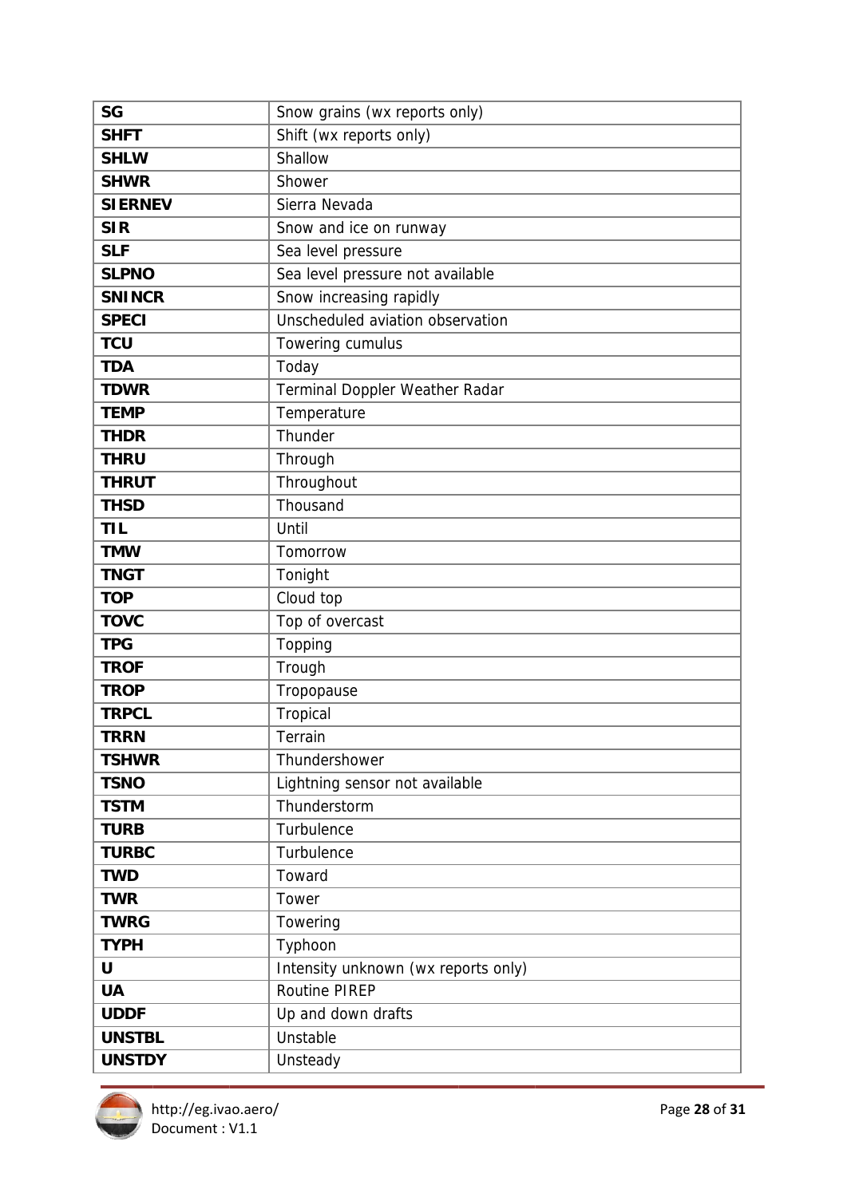| **SG** | Snow grains (wx reports only) |
|---|---|
| **SHFT** | Shift (wx reports only) |
| **SHLW** | Shallow |
| **SHWR** | Shower |
| **SIERNEV** | Sierra Nevada |
| **SIR** | Snow and ice on runway |
| **SLF** | Sea level pressure |
| **SLPNO** | Sea level pressure not available |
| **SNINCR** | Snow increasing rapidly |
| **SPECI** | Unscheduled aviation observation |
| **TCU** | Towering cumulus |
| **TDA** | Today |
| **TDWR** | Terminal Doppler Weather Radar |
| **TEMP** | Temperature |
| **THDR** | Thunder |
| **THRU** | Through |
| **THRUT** | Throughout |
| **THSD** | Thousand |
| **TIL** | Until |
| **TMW** | Tomorrow |
| **TNGT** | Tonight |
| **TOP** | Cloud top |
| **TOVC** | Top of overcast |
| **TPG** | Topping |
| **TROF** | Trough |
| **TROP** | Tropopause |
| **TRPCL** | Tropical |
| **TRRN** | Terrain |
| **TSHWR** | Thundershower |
| **TSNO** | Lightning sensor not available |
| **TSTM** | Thunderstorm |
| **TURB** | Turbulence |
| **TURBC** | Turbulence |
| **TWD** | Toward |
| **TWR** | Tower |
| **TWRG** | Towering |
| **TYPH** | Typhoon |
| **U** | Intensity unknown (wx reports only) |
| **UA** | Routine PIREP |
| **UDDF** | Up and down drafts |
| **UNSTBL** | Unstable |
| **UNSTDY** | Unsteady |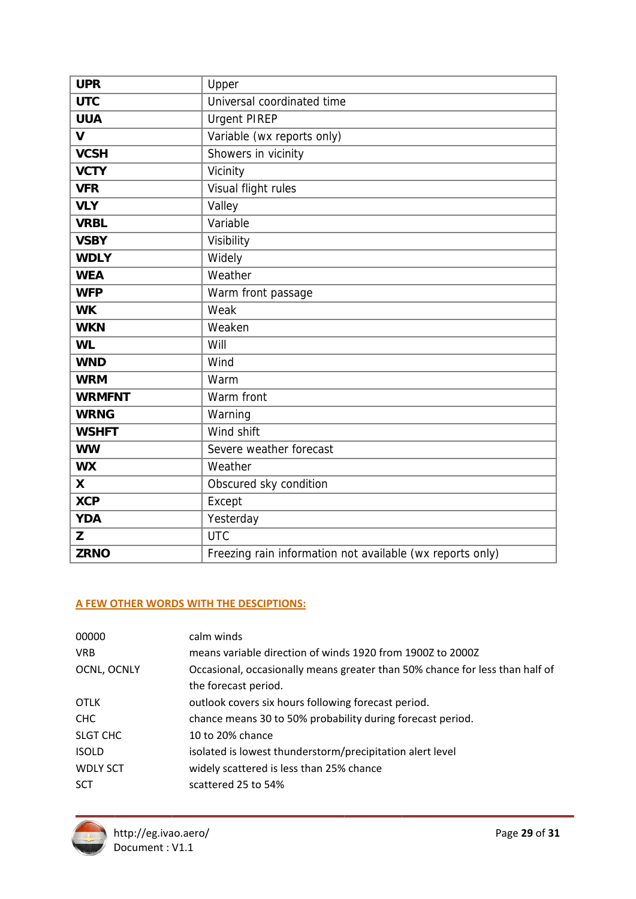| | |
|---|---|
| **UPR** | Upper |
| **UTC** | Universal coordinated time |
| **UUA** | Urgent PIREP |
| **V** | Variable (wx reports only) |
| **VCSH** | Showers in vicinity |
| **VCTY** | Vicinity |
| **VFR** | Visual flight rules |
| **VLY** | Valley |
| **VRBL** | Variable |
| **VSBY** | Visibility |
| **WDLY** | Widely |
| **WEA** | Weather |
| **WFP** | Warm front passage |
| **WK** | Weak |
| **WKN** | Weaken |
| **WL** | Will |
| **WND** | Wind |
| **WRM** | Warm |
| **WRMFNT** | Warm front |
| **WRNG** | Warning |
| **WSHFT** | Wind shift |
| **WW** | Severe weather forecast |
| **WX** | Weather |
| **X** | Obscured sky condition |
| **XCP** | Except |
| **YDA** | Yesterday |
| **Z** | UTC |
| **ZRNO** | Freezing rain information not available (wx reports only) |

## A FEW OTHER WORDS WITH THE DESCIPTIONS:

| | |
|---|---|
| 00000 | calm winds |
| VRB | means variable direction of winds 1920 from 1900Z to 2000Z |
| OCNL, OCNLY | Occasional, occasionally means greater than 50% chance for less than half of the forecast period. |
| OTLK | outlook covers six hours following forecast period. |
| CHC | chance means 30 to 50% probability during forecast period. |
| SLGT CHC | 10 to 20% chance |
| ISOLD | isolated is lowest thunderstorm/precipitation alert level |
| WDLY SCT | widely scattered is less than 25% chance |
| SCT | scattered 25 to 54% |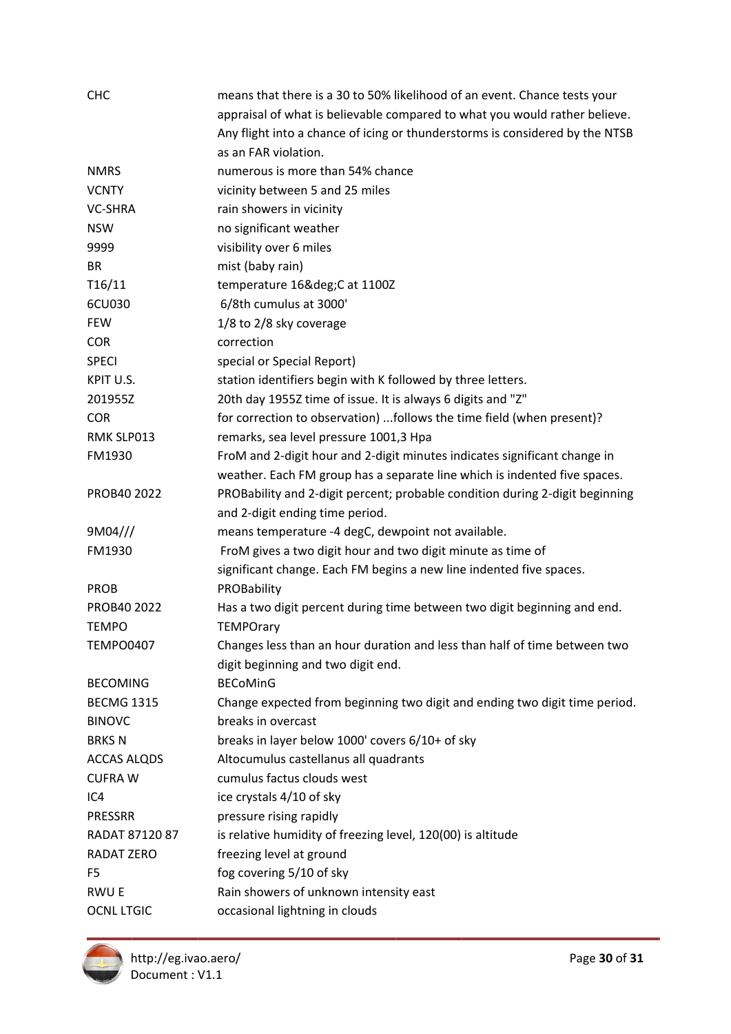| | |
|---|---|
| CHC | means that there is a 30 to 50% likelihood of an event. Chance tests your appraisal of what is believable compared to what you would rather believe. Any flight into a chance of icing or thunderstorms is considered by the NTSB as an FAR violation. |
| NMRS | numerous is more than 54% chance |
| VCNTY | vicinity between 5 and 25 miles |
| VC-SHRA | rain showers in vicinity |
| NSW | no significant weather |
| 9999 | visibility over 6 miles |
| BR | mist (baby rain) |
| T16/11 | temperature 16&deg;C at 1100Z |
| 6CU030 | 6/8th cumulus at 3000' |
| FEW | 1/8 to 2/8 sky coverage |
| COR | correction |
| SPECI | special or Special Report) |
| KPIT U.S. | station identifiers begin with K followed by three letters. |
| 201955Z | 20th day 1955Z time of issue. It is always 6 digits and "Z" |
| COR | for correction to observation) ...follows the time field (when present)? |
| RMK SLP013 | remarks, sea level pressure 1001,3 Hpa |
| FM1930 | FroM and 2-digit hour and 2-digit minutes indicates significant change in weather. Each FM group has a separate line which is indented five spaces. |
| PROB40 2022 | PROBability and 2-digit percent; probable condition during 2-digit beginning and 2-digit ending time period. |
| 9M04/// | means temperature -4 degC, dewpoint not available. |
| FM1930 | FroM gives a two digit hour and two digit minute as time of significant change. Each FM begins a new line indented five spaces. |
| PROB | PROBability |
| PROB40 2022 | Has a two digit percent during time between two digit beginning and end. |
| TEMPO | TEMPOrary |
| TEMPO0407 | Changes less than an hour duration and less than half of time between two digit beginning and two digit end. |
| BECOMING | BECoMinG |
| BECMG 1315 | Change expected from beginning two digit and ending two digit time period. |
| BINOVC | breaks in overcast |
| BRKS N | breaks in layer below 1000' covers 6/10+ of sky |
| ACCAS ALQDS | Altocumulus castellanus all quadrants |
| CUFRA W | cumulus factus clouds west |
| IC4 | ice crystals 4/10 of sky |
| PRESSRR | pressure rising rapidly |
| RADAT 87120 87 | is relative humidity of freezing level, 120(00) is altitude |
| RADAT ZERO | freezing level at ground |
| F5 | fog covering 5/10 of sky |
| RWU E | Rain showers of unknown intensity east |
| OCNL LTGIC | occasional lightning in clouds |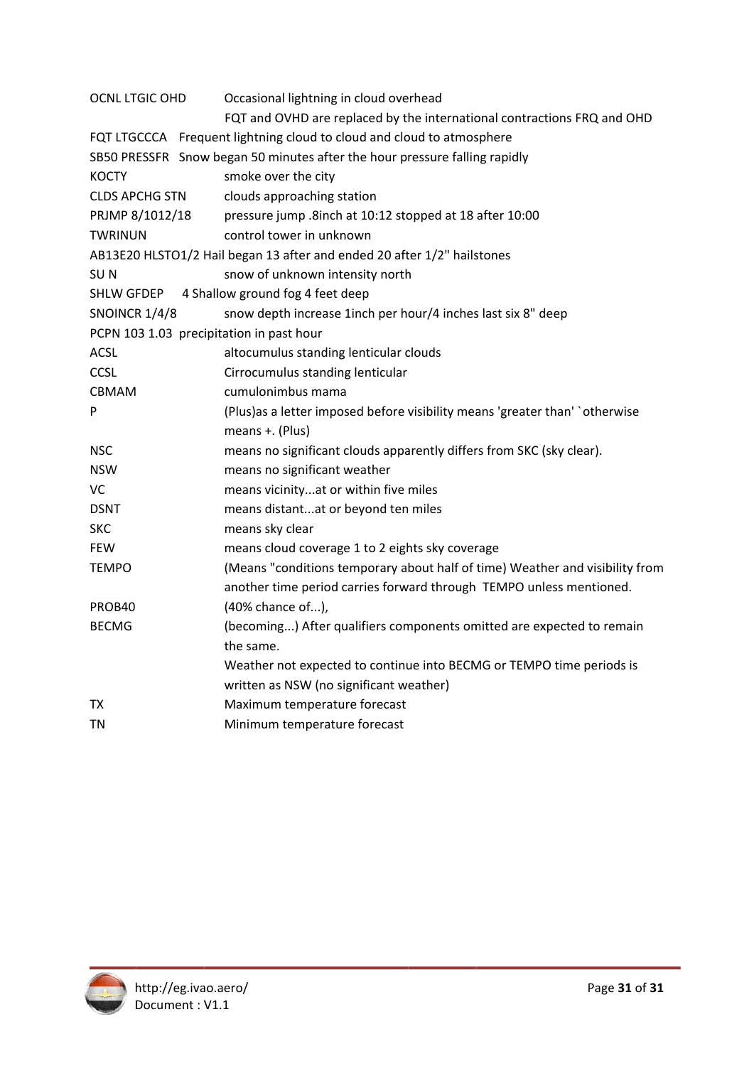| | |
|---|---|
| OCNL LTGIC OHD | Occasional lightning in cloud overhead |
| | FQT and OVHD are replaced by the international contractions FRQ and OHD |
| FQT LTGCCCA | Frequent lightning cloud to cloud and cloud to atmosphere |
| SB50 PRESSFR | Snow began 50 minutes after the hour pressure falling rapidly |
| KOCTY | smoke over the city |
| CLDS APCHG STN | clouds approaching station |
| PRJMP 8/1012/18 | pressure jump .8inch at 10:12 stopped at 18 after 10:00 |
| TWRINUN | control tower in unknown |
| AB13E20 HLSTO1/2 | Hail began 13 after and ended 20 after 1/2" hailstones |
| SU N | snow of unknown intensity north |
| SHLW GFDEP | 4 Shallow ground fog 4 feet deep |
| SNOINCR 1/4/8 | snow depth increase 1inch per hour/4 inches last six 8" deep |
| PCPN 103 1.03 | precipitation in past hour |
| ACSL | altocumulus standing lenticular clouds |
| CCSL | Cirrocumulus standing lenticular |
| CBMAM | cumulonimbus mama |
| P | (Plus)as a letter imposed before visibility means 'greater than' `otherwise means +. (Plus) |
| NSC | means no significant clouds apparently differs from SKC (sky clear). |
| NSW | means no significant weather |
| VC | means vicinity...at or within five miles |
| DSNT | means distant...at or beyond ten miles |
| SKC | means sky clear |
| FEW | means cloud coverage 1 to 2 eights sky coverage |
| TEMPO | (Means "conditions temporary about half of time) Weather and visibility from another time period carries forward through TEMPO unless mentioned. |
| PROB40 | (40% chance of...), |
| BECMG | (becoming...) After qualifiers components omitted are expected to remain the same. |
| | Weather not expected to continue into BECMG or TEMPO time periods is written as NSW (no significant weather) |
| TX | Maximum temperature forecast |
| TN | Minimum temperature forecast |